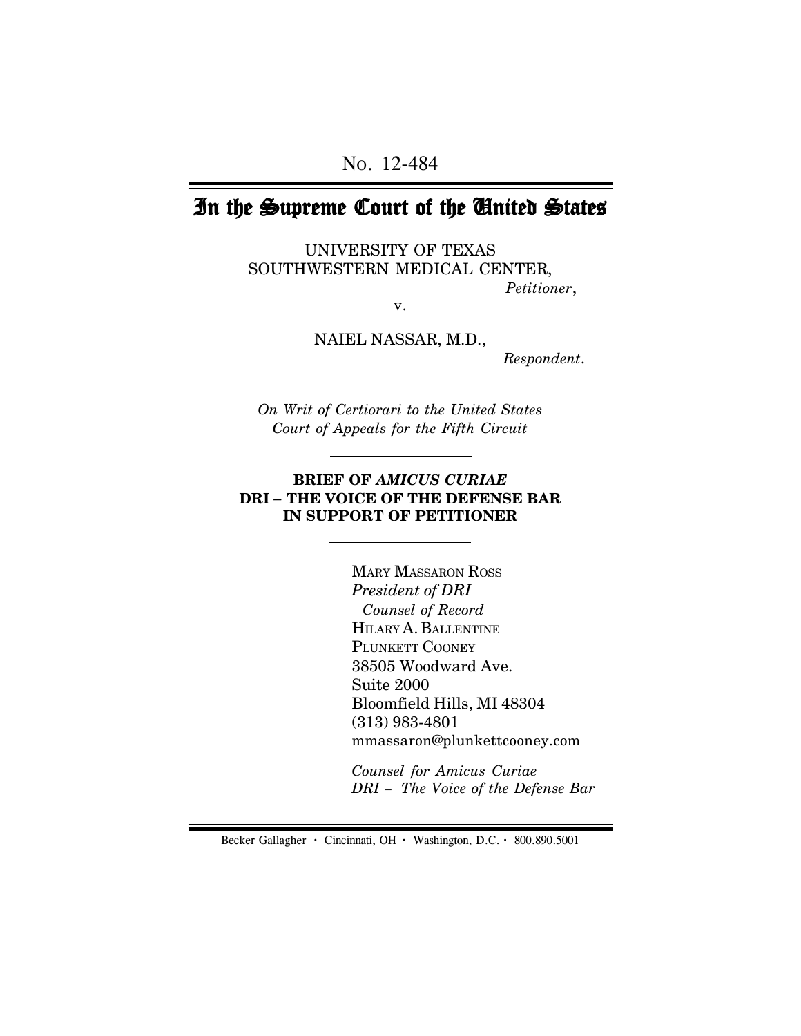No. 12-484

# In the Supreme Court of the United States

UNIVERSITY OF TEXAS
SOUTHWESTERN MEDICAL CENTER,
*Petitioner*,

v.

NAIEL NASSAR, M.D.,
*Respondent*.

*On Writ of Certiorari to the United States Court of Appeals for the Fifth Circuit*

**BRIEF OF *AMICUS CURIAE* DRI – THE VOICE OF THE DEFENSE BAR IN SUPPORT OF PETITIONER**

MARY MASSARON ROSS
*President of DRI*
*Counsel of Record*
HILARY A. BALLENTINE
PLUNKETT COONEY
38505 Woodward Ave.
Suite 2000
Bloomfield Hills, MI 48304
(313) 983-4801
mmassaron@plunkettcooney.com

*Counsel for Amicus Curiae*
*DRI – The Voice of the Defense Bar*

Becker Gallagher · Cincinnati, OH · Washington, D.C. · 800.890.5001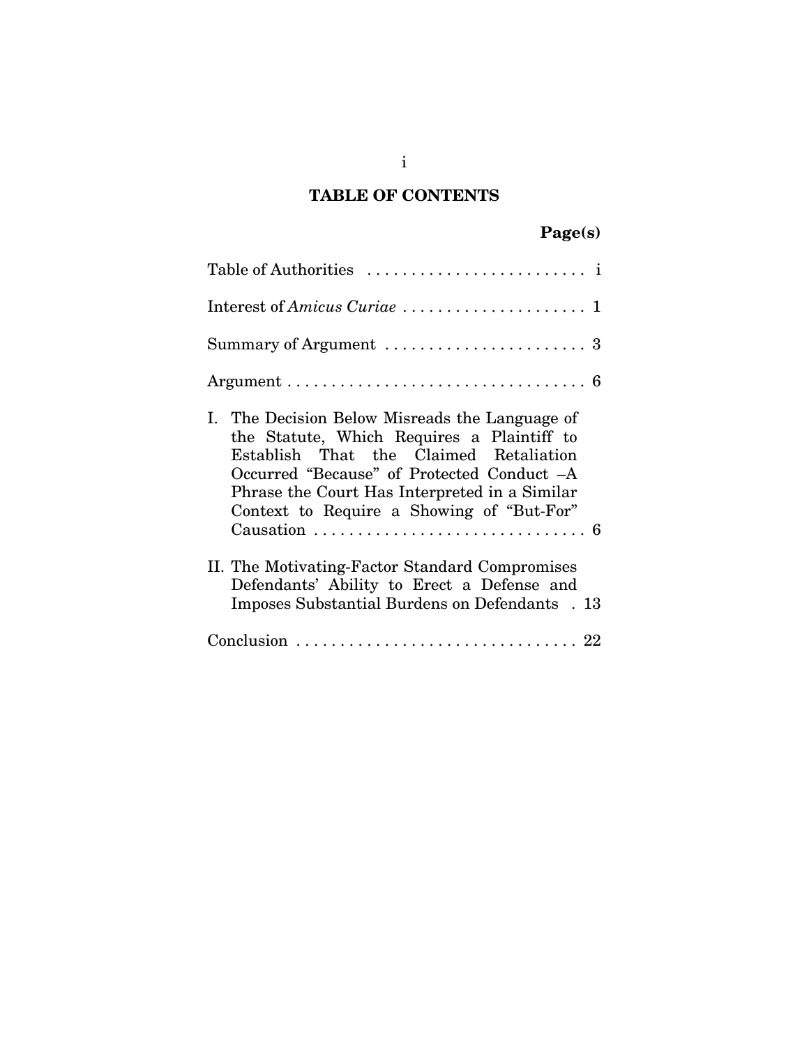# TABLE OF CONTENTS

| | Page(s) |
|---|---|
| Table of Authorities | i |
| Interest of *Amicus Curiae* | 1 |
| Summary of Argument | 3 |
| Argument | 6 |
| I. The Decision Below Misreads the Language of the Statute, Which Requires a Plaintiff to Establish That the Claimed Retaliation Occurred "Because" of Protected Conduct –A Phrase the Court Has Interpreted in a Similar Context to Require a Showing of "But-For" Causation | 6 |
| II. The Motivating-Factor Standard Compromises Defendants' Ability to Erect a Defense and Imposes Substantial Burdens on Defendants | 13 |
| Conclusion | 22 |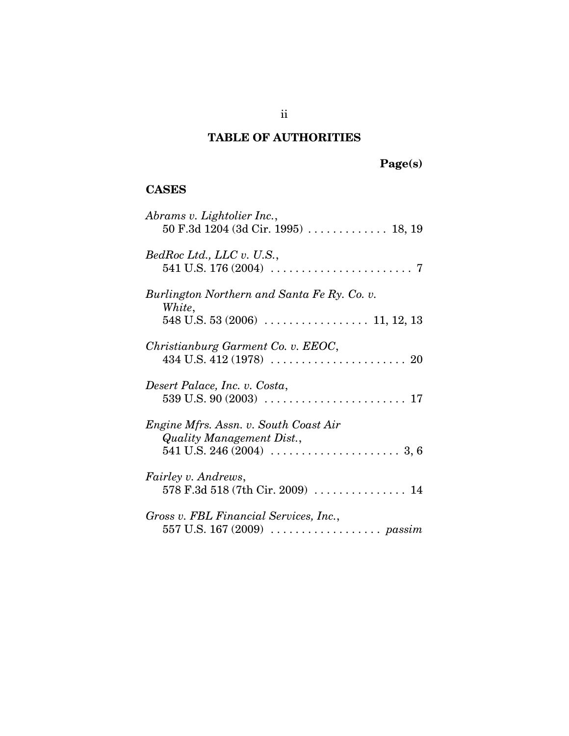# TABLE OF AUTHORITIES

**Page(s)**

## CASES

*Abrams v. Lightolier Inc.*,
50 F.3d 1204 (3d Cir. 1995) . . . . . . . . . . . . . 18, 19

*BedRoc Ltd., LLC v. U.S.*,
541 U.S. 176 (2004) . . . . . . . . . . . . . . . . . . . . . . . 7

*Burlington Northern and Santa Fe Ry. Co. v. White*,
548 U.S. 53 (2006) . . . . . . . . . . . . . . . . . 11, 12, 13

*Christianburg Garment Co. v. EEOC*,
434 U.S. 412 (1978) . . . . . . . . . . . . . . . . . . . . . . 20

*Desert Palace, Inc. v. Costa*,
539 U.S. 90 (2003) . . . . . . . . . . . . . . . . . . . . . . . 17

*Engine Mfrs. Assn. v. South Coast Air Quality Management Dist.*,
541 U.S. 246 (2004) . . . . . . . . . . . . . . . . . . . . . 3, 6

*Fairley v. Andrews*,
578 F.3d 518 (7th Cir. 2009) . . . . . . . . . . . . . . . 14

*Gross v. FBL Financial Services, Inc.*,
557 U.S. 167 (2009) . . . . . . . . . . . . . . . . . . *passim*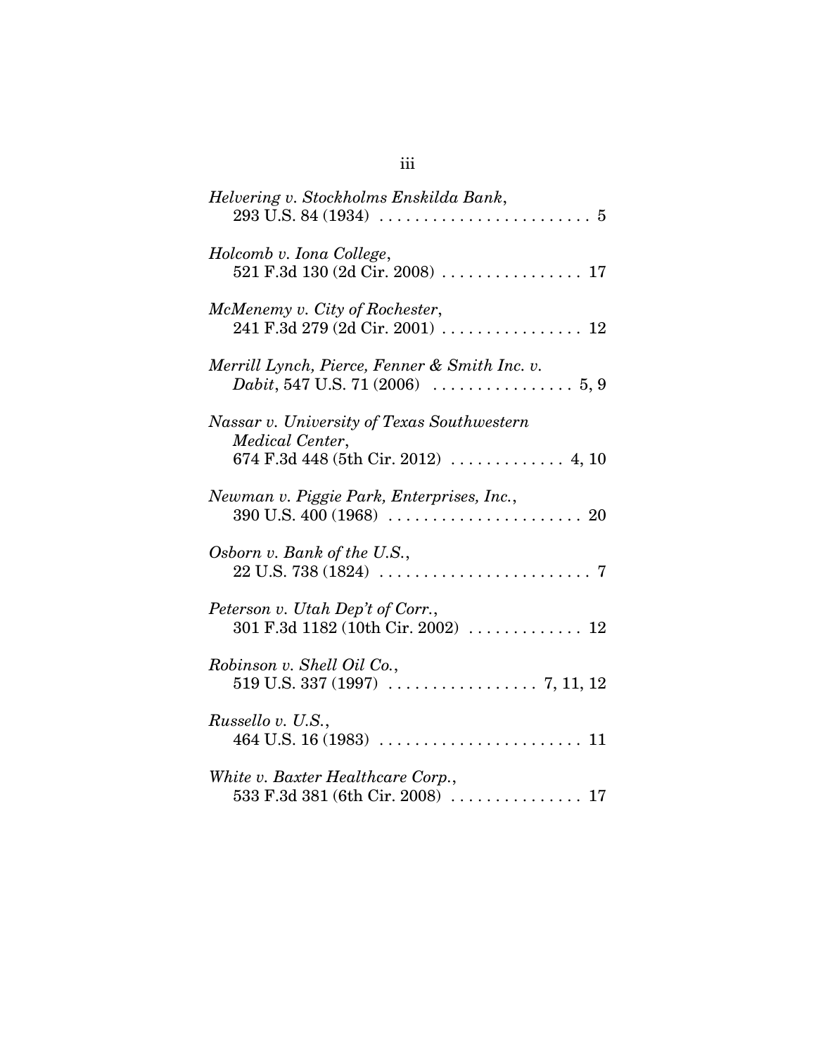*Helvering v. Stockholms Enskilda Bank*,
293 U.S. 84 (1934) . . . . . . . . . . . . . . . . . . . . . . . . 5

*Holcomb v. Iona College*,
521 F.3d 130 (2d Cir. 2008) . . . . . . . . . . . . . . . . 17

*McMenemy v. City of Rochester*,
241 F.3d 279 (2d Cir. 2001) . . . . . . . . . . . . . . . . 12

*Merrill Lynch, Pierce, Fenner & Smith Inc. v. Dabit*, 547 U.S. 71 (2006) . . . . . . . . . . . . . . . . 5, 9

*Nassar v. University of Texas Southwestern Medical Center*,
674 F.3d 448 (5th Cir. 2012) . . . . . . . . . . . . . 4, 10

*Newman v. Piggie Park, Enterprises, Inc.*,
390 U.S. 400 (1968) . . . . . . . . . . . . . . . . . . . . . . 20

*Osborn v. Bank of the U.S.*,
22 U.S. 738 (1824) . . . . . . . . . . . . . . . . . . . . . . . . 7

*Peterson v. Utah Dep't of Corr.*,
301 F.3d 1182 (10th Cir. 2002) . . . . . . . . . . . . . 12

*Robinson v. Shell Oil Co.*,
519 U.S. 337 (1997) . . . . . . . . . . . . . . . . . 7, 11, 12

*Russello v. U.S.*,
464 U.S. 16 (1983) . . . . . . . . . . . . . . . . . . . . . . . 11

*White v. Baxter Healthcare Corp.*,
533 F.3d 381 (6th Cir. 2008) . . . . . . . . . . . . . . . 17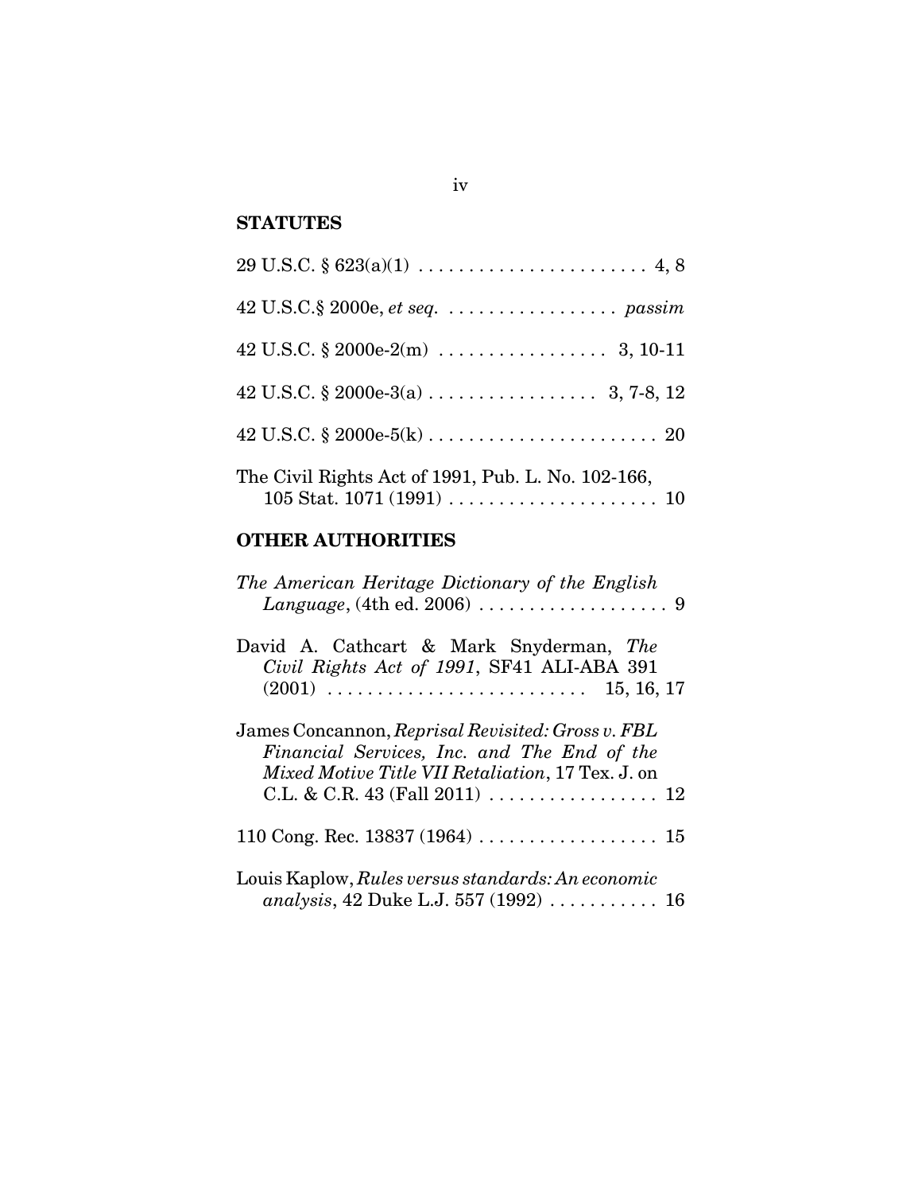## STATUTES

29 U.S.C. § 623(a)(1) . . . . . . . . . . . . . . . . . . . . . . . 4, 8

42 U.S.C.§ 2000e, *et seq.* . . . . . . . . . . . . . . . . . *passim*

42 U.S.C. § 2000e-2(m) . . . . . . . . . . . . . . . . . 3, 10-11

42 U.S.C. § 2000e-3(a) . . . . . . . . . . . . . . . . . 3, 7-8, 12

42 U.S.C. § 2000e-5(k) . . . . . . . . . . . . . . . . . . . . . . . 20

The Civil Rights Act of 1991, Pub. L. No. 102-166, 105 Stat. 1071 (1991) . . . . . . . . . . . . . . . . . . . . . 10

## OTHER AUTHORITIES

*The American Heritage Dictionary of the English Language*, (4th ed. 2006) . . . . . . . . . . . . . . . . . . . 9

David A. Cathcart & Mark Snyderman, *The Civil Rights Act of 1991*, SF41 ALI-ABA 391 (2001) . . . . . . . . . . . . . . . . . . . . . . . . . 15, 16, 17

James Concannon, *Reprisal Revisited: Gross v. FBL Financial Services, Inc. and The End of the Mixed Motive Title VII Retaliation*, 17 Tex. J. on C.L. & C.R. 43 (Fall 2011) . . . . . . . . . . . . . . . . . 12

110 Cong. Rec. 13837 (1964) . . . . . . . . . . . . . . . . . . 15

Louis Kaplow, *Rules versus standards: An economic analysis*, 42 Duke L.J. 557 (1992) . . . . . . . . . . . 16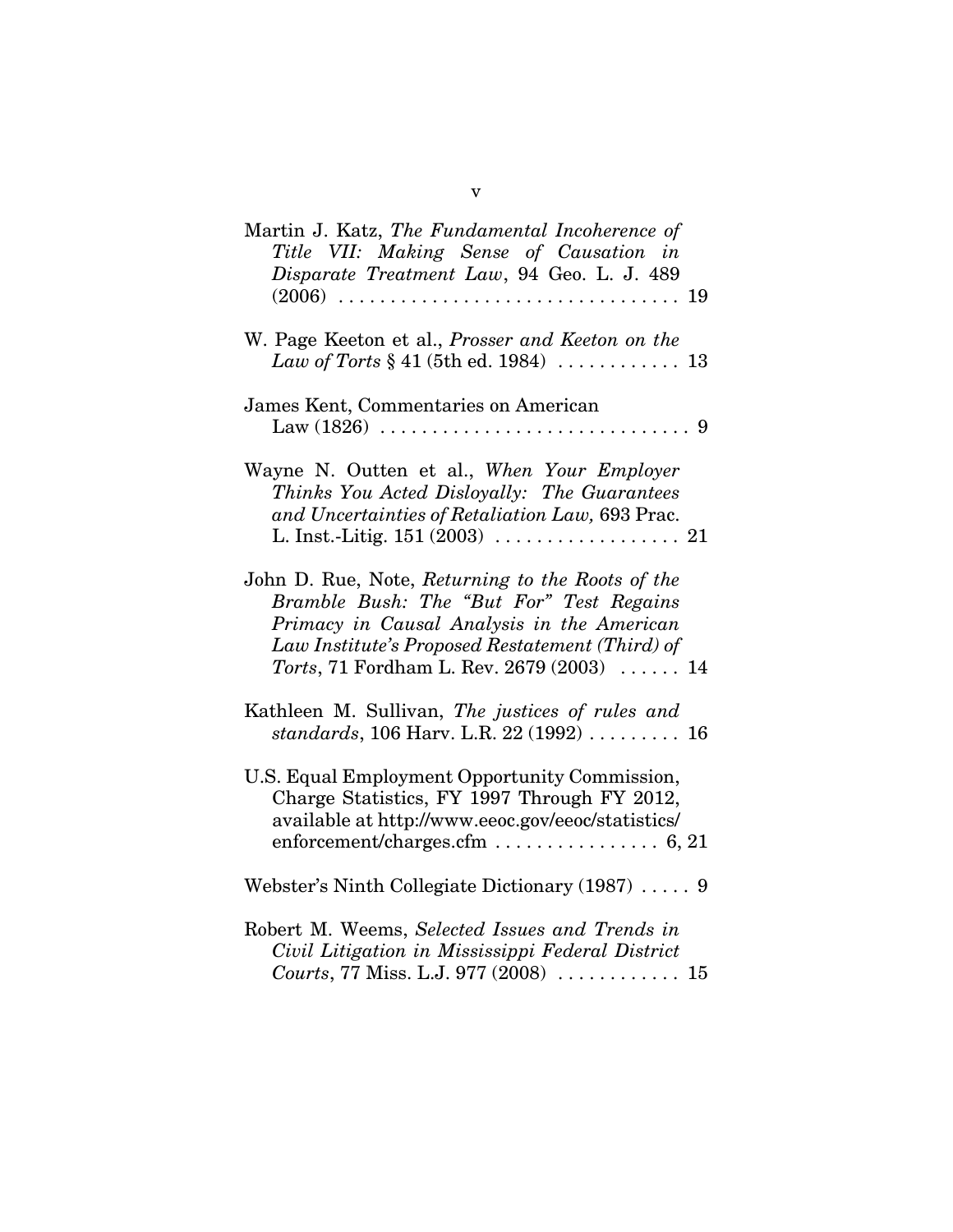Martin J. Katz, *The Fundamental Incoherence of Title VII: Making Sense of Causation in Disparate Treatment Law*, 94 Geo. L. J. 489 (2006) . . . . . . . . . . . . . . . . . . . . . . . . . . . . . . . . 19

W. Page Keeton et al., *Prosser and Keeton on the Law of Torts* § 41 (5th ed. 1984) . . . . . . . . . . . . 13

James Kent, Commentaries on American Law (1826) . . . . . . . . . . . . . . . . . . . . . . . . . . . . . . 9

Wayne N. Outten et al., *When Your Employer Thinks You Acted Disloyally: The Guarantees and Uncertainties of Retaliation Law,* 693 Prac. L. Inst.-Litig. 151 (2003) . . . . . . . . . . . . . . . . . . 21

John D. Rue, Note, *Returning to the Roots of the Bramble Bush: The "But For" Test Regains Primacy in Causal Analysis in the American Law Institute's Proposed Restatement (Third) of Torts*, 71 Fordham L. Rev. 2679 (2003) . . . . . . 14

Kathleen M. Sullivan, *The justices of rules and standards*, 106 Harv. L.R. 22 (1992) . . . . . . . . . 16

U.S. Equal Employment Opportunity Commission, Charge Statistics, FY 1997 Through FY 2012, available at http://www.eeoc.gov/eeoc/statistics/enforcement/charges.cfm . . . . . . . . . . . . . . . . 6, 21

Webster's Ninth Collegiate Dictionary (1987) . . . . . 9

Robert M. Weems, *Selected Issues and Trends in Civil Litigation in Mississippi Federal District Courts*, 77 Miss. L.J. 977 (2008) . . . . . . . . . . . . 15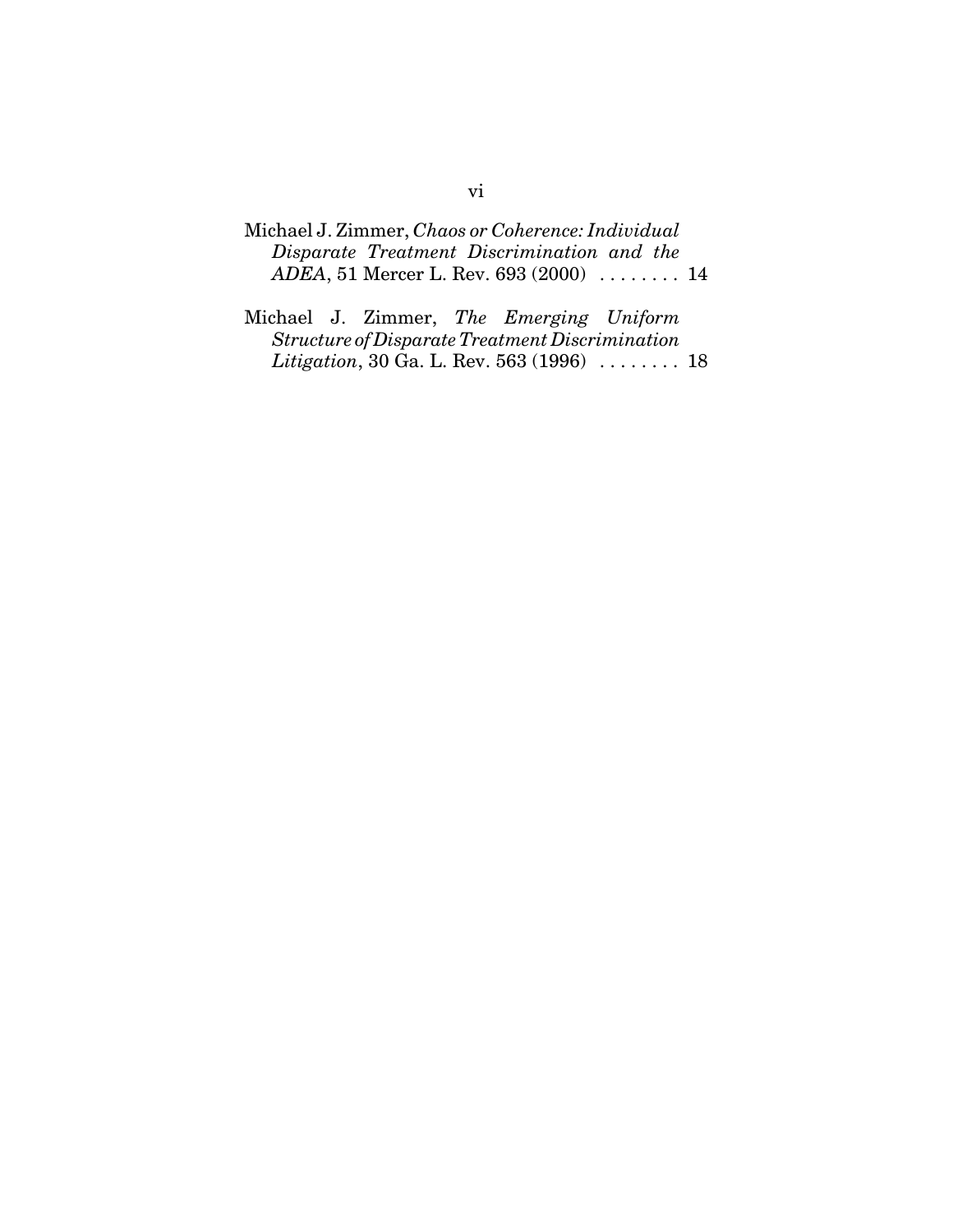Michael J. Zimmer, *Chaos or Coherence: Individual Disparate Treatment Discrimination and the ADEA*, 51 Mercer L. Rev. 693 (2000) . . . . . . . . 14

Michael J. Zimmer, *The Emerging Uniform Structure of Disparate Treatment Discrimination Litigation*, 30 Ga. L. Rev. 563 (1996) . . . . . . . . 18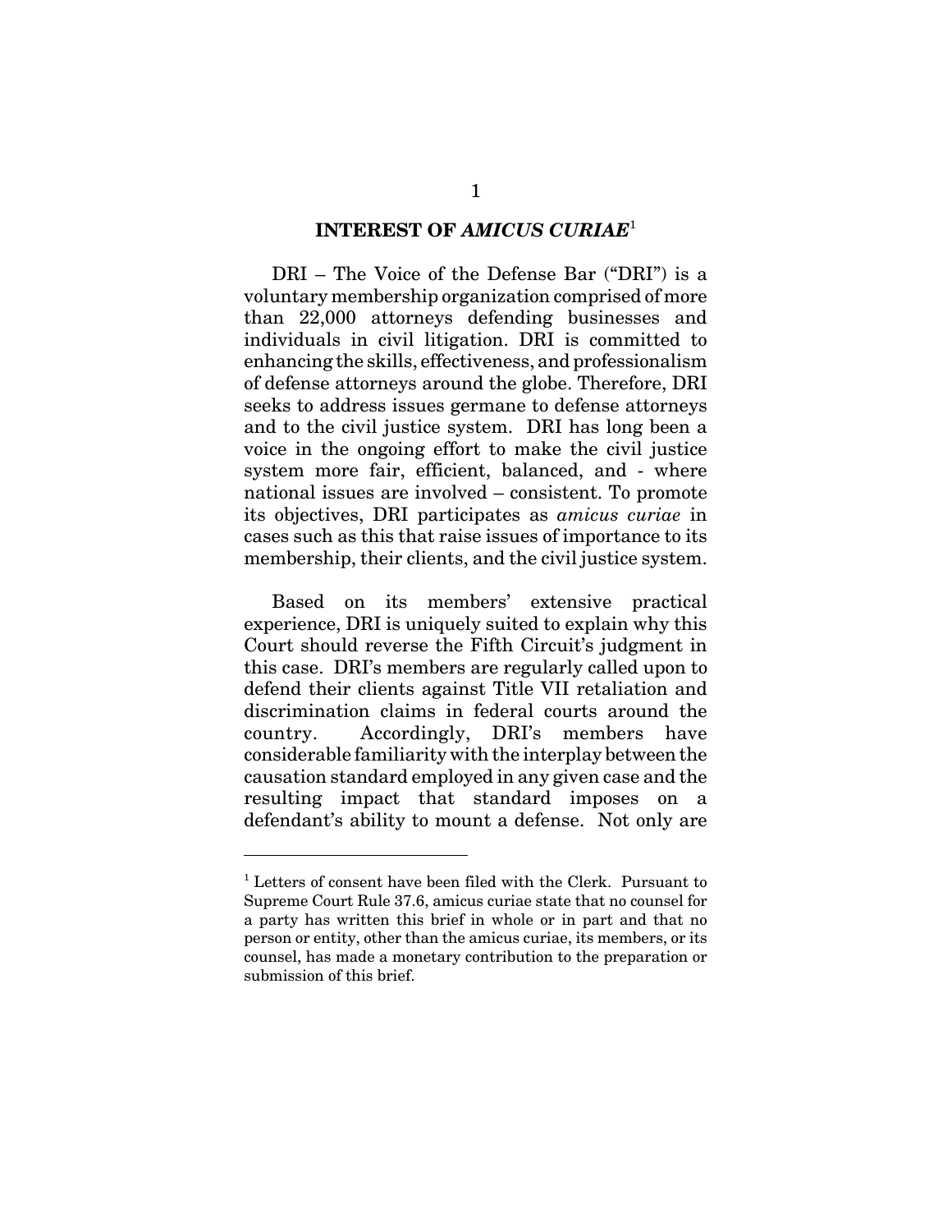## INTEREST OF *AMICUS CURIAE*[1]

DRI – The Voice of the Defense Bar ("DRI") is a voluntary membership organization comprised of more than 22,000 attorneys defending businesses and individuals in civil litigation. DRI is committed to enhancing the skills, effectiveness, and professionalism of defense attorneys around the globe. Therefore, DRI seeks to address issues germane to defense attorneys and to the civil justice system. DRI has long been a voice in the ongoing effort to make the civil justice system more fair, efficient, balanced, and - where national issues are involved – consistent. To promote its objectives, DRI participates as *amicus curiae* in cases such as this that raise issues of importance to its membership, their clients, and the civil justice system.

Based on its members' extensive practical experience, DRI is uniquely suited to explain why this Court should reverse the Fifth Circuit's judgment in this case. DRI's members are regularly called upon to defend their clients against Title VII retaliation and discrimination claims in federal courts around the country. Accordingly, DRI's members have considerable familiarity with the interplay between the causation standard employed in any given case and the resulting impact that standard imposes on a defendant's ability to mount a defense. Not only are

---

[1] Letters of consent have been filed with the Clerk. Pursuant to Supreme Court Rule 37.6, amicus curiae state that no counsel for a party has written this brief in whole or in part and that no person or entity, other than the amicus curiae, its members, or its counsel, has made a monetary contribution to the preparation or submission of this brief.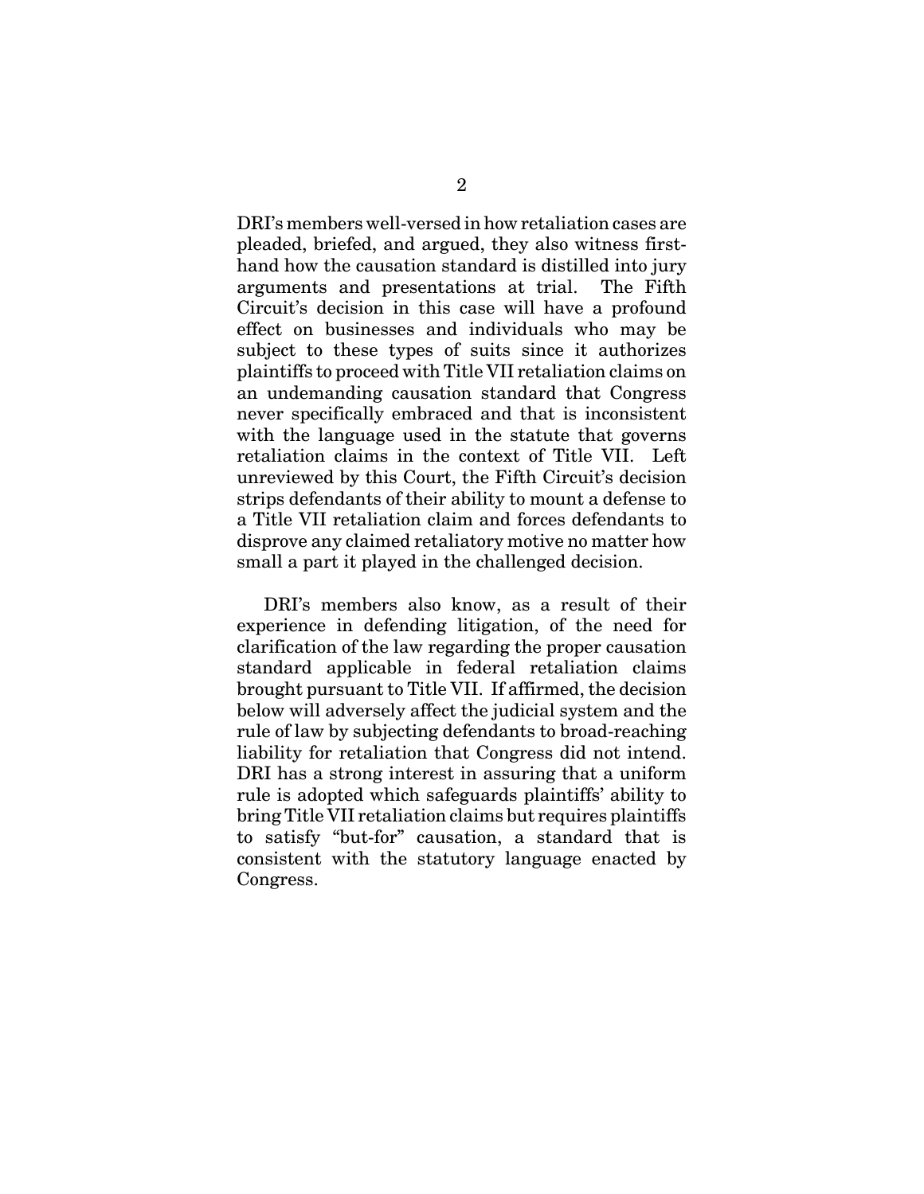DRI's members well-versed in how retaliation cases are pleaded, briefed, and argued, they also witness first-hand how the causation standard is distilled into jury arguments and presentations at trial. The Fifth Circuit's decision in this case will have a profound effect on businesses and individuals who may be subject to these types of suits since it authorizes plaintiffs to proceed with Title VII retaliation claims on an undemanding causation standard that Congress never specifically embraced and that is inconsistent with the language used in the statute that governs retaliation claims in the context of Title VII. Left unreviewed by this Court, the Fifth Circuit's decision strips defendants of their ability to mount a defense to a Title VII retaliation claim and forces defendants to disprove any claimed retaliatory motive no matter how small a part it played in the challenged decision.

DRI's members also know, as a result of their experience in defending litigation, of the need for clarification of the law regarding the proper causation standard applicable in federal retaliation claims brought pursuant to Title VII. If affirmed, the decision below will adversely affect the judicial system and the rule of law by subjecting defendants to broad-reaching liability for retaliation that Congress did not intend. DRI has a strong interest in assuring that a uniform rule is adopted which safeguards plaintiffs' ability to bring Title VII retaliation claims but requires plaintiffs to satisfy "but-for" causation, a standard that is consistent with the statutory language enacted by Congress.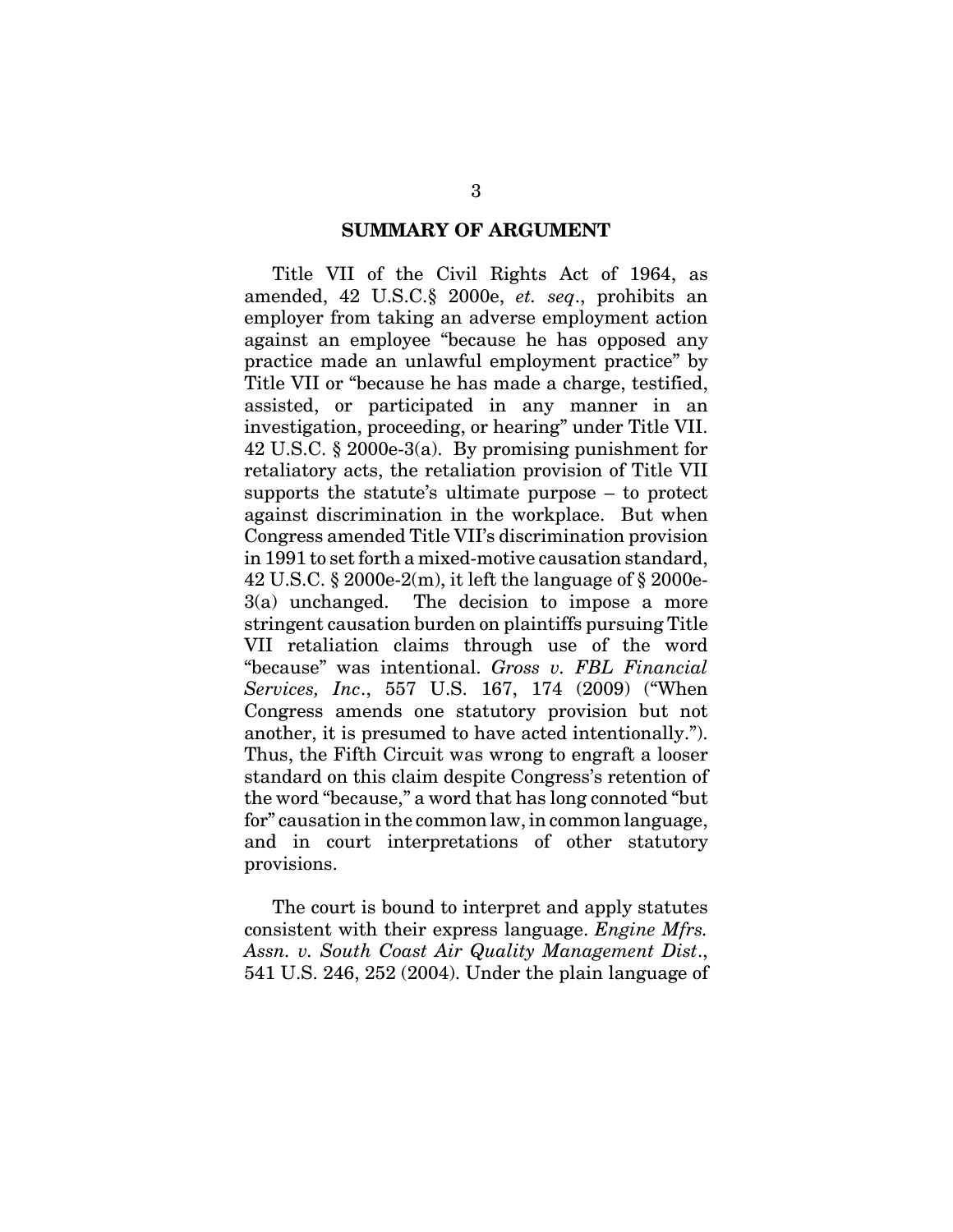## SUMMARY OF ARGUMENT

Title VII of the Civil Rights Act of 1964, as amended, 42 U.S.C.§ 2000e, *et. seq*., prohibits an employer from taking an adverse employment action against an employee "because he has opposed any practice made an unlawful employment practice" by Title VII or "because he has made a charge, testified, assisted, or participated in any manner in an investigation, proceeding, or hearing" under Title VII. 42 U.S.C. § 2000e-3(a). By promising punishment for retaliatory acts, the retaliation provision of Title VII supports the statute's ultimate purpose – to protect against discrimination in the workplace. But when Congress amended Title VII's discrimination provision in 1991 to set forth a mixed-motive causation standard, 42 U.S.C. § 2000e-2(m), it left the language of § 2000e-3(a) unchanged. The decision to impose a more stringent causation burden on plaintiffs pursuing Title VII retaliation claims through use of the word "because" was intentional. *Gross v. FBL Financial Services, Inc*., 557 U.S. 167, 174 (2009) ("When Congress amends one statutory provision but not another, it is presumed to have acted intentionally."). Thus, the Fifth Circuit was wrong to engraft a looser standard on this claim despite Congress's retention of the word "because," a word that has long connoted "but for" causation in the common law, in common language, and in court interpretations of other statutory provisions.

The court is bound to interpret and apply statutes consistent with their express language. *Engine Mfrs. Assn. v. South Coast Air Quality Management Dist*., 541 U.S. 246, 252 (2004). Under the plain language of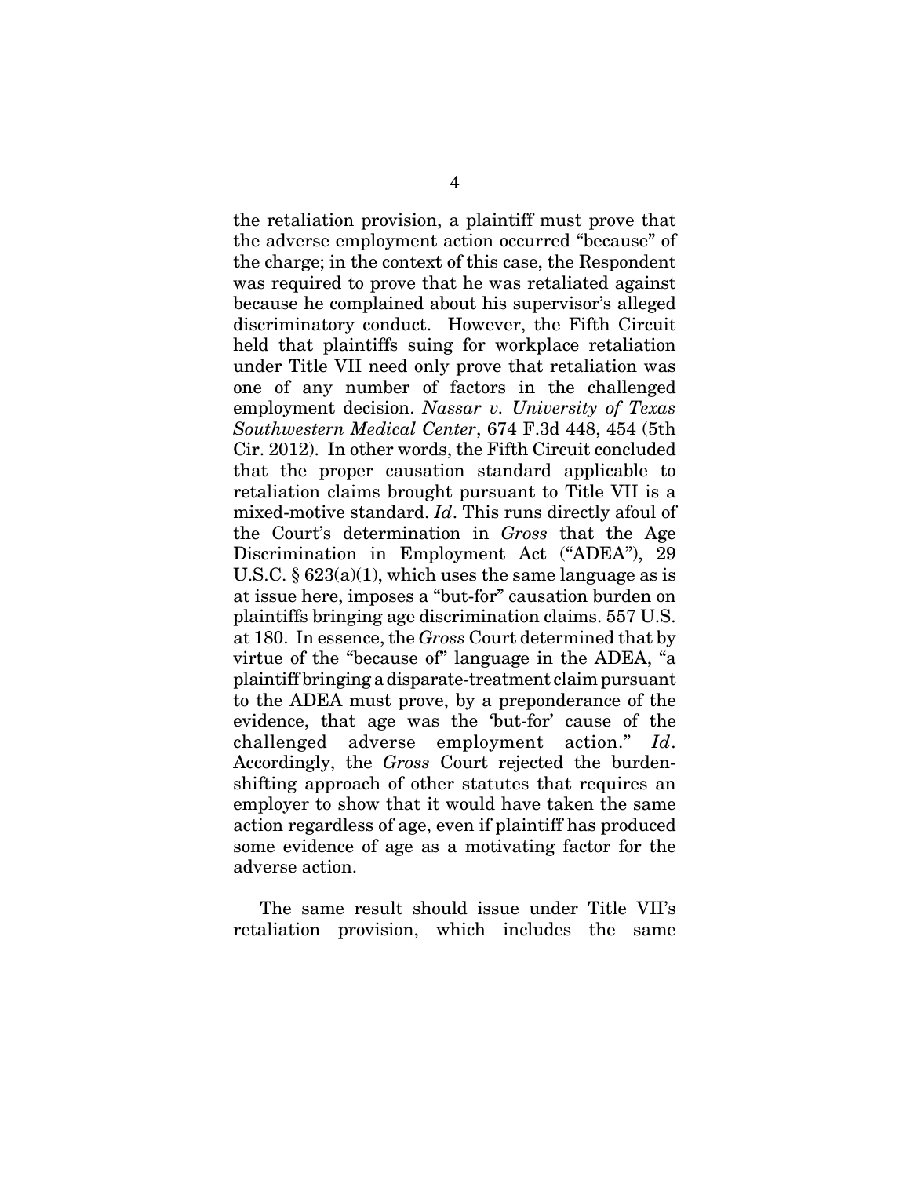the retaliation provision, a plaintiff must prove that the adverse employment action occurred "because" of the charge; in the context of this case, the Respondent was required to prove that he was retaliated against because he complained about his supervisor's alleged discriminatory conduct. However, the Fifth Circuit held that plaintiffs suing for workplace retaliation under Title VII need only prove that retaliation was one of any number of factors in the challenged employment decision. *Nassar v. University of Texas Southwestern Medical Center*, 674 F.3d 448, 454 (5th Cir. 2012). In other words, the Fifth Circuit concluded that the proper causation standard applicable to retaliation claims brought pursuant to Title VII is a mixed-motive standard. *Id*. This runs directly afoul of the Court's determination in *Gross* that the Age Discrimination in Employment Act ("ADEA"), 29 U.S.C. § 623(a)(1), which uses the same language as is at issue here, imposes a "but-for" causation burden on plaintiffs bringing age discrimination claims. 557 U.S. at 180. In essence, the *Gross* Court determined that by virtue of the "because of" language in the ADEA, "a plaintiff bringing a disparate-treatment claim pursuant to the ADEA must prove, by a preponderance of the evidence, that age was the 'but-for' cause of the challenged adverse employment action." *Id*. Accordingly, the *Gross* Court rejected the burden-shifting approach of other statutes that requires an employer to show that it would have taken the same action regardless of age, even if plaintiff has produced some evidence of age as a motivating factor for the adverse action.

The same result should issue under Title VII's retaliation provision, which includes the same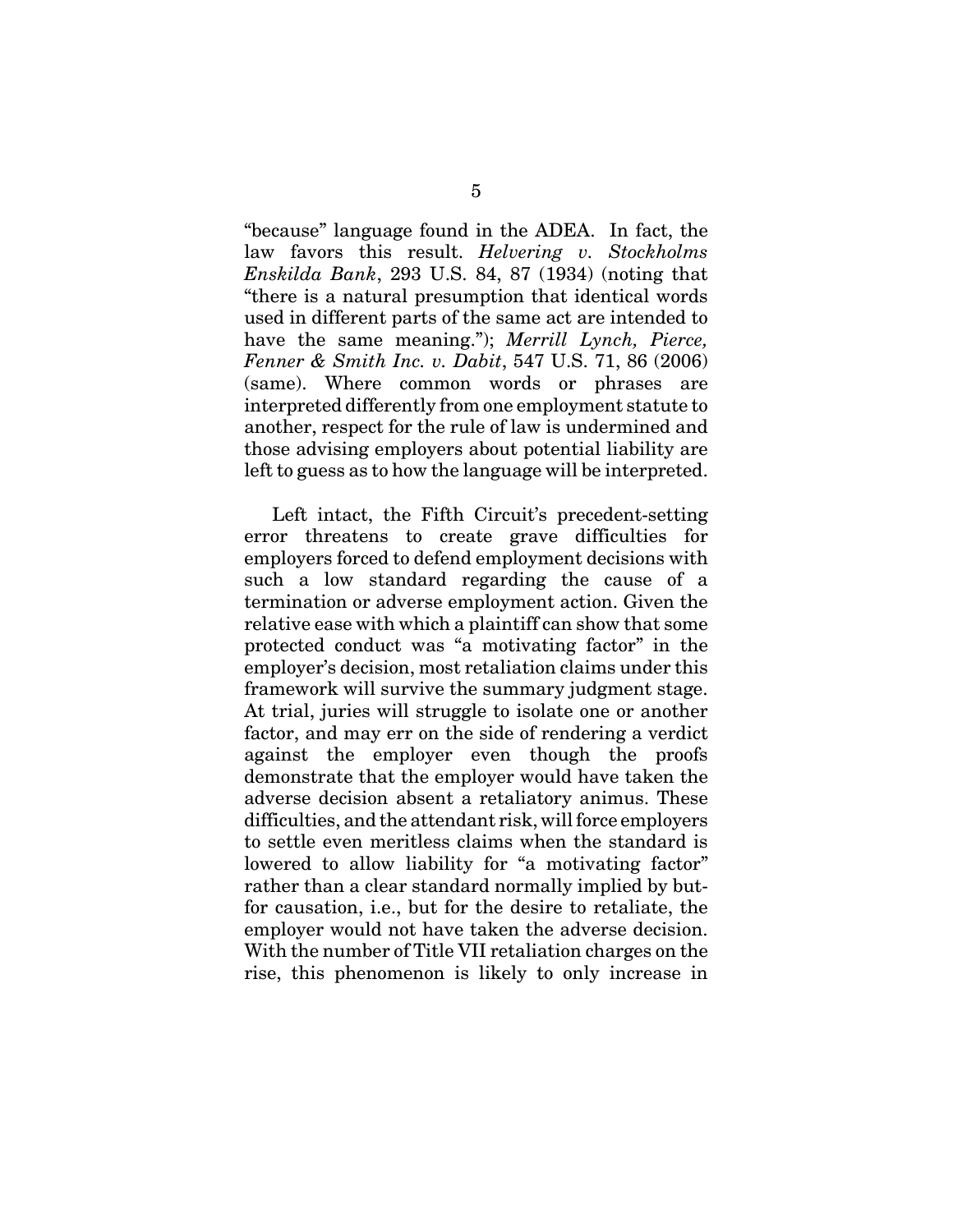"because" language found in the ADEA. In fact, the law favors this result. *Helvering v. Stockholms Enskilda Bank*, 293 U.S. 84, 87 (1934) (noting that "there is a natural presumption that identical words used in different parts of the same act are intended to have the same meaning."); *Merrill Lynch, Pierce, Fenner & Smith Inc. v. Dabit*, 547 U.S. 71, 86 (2006) (same). Where common words or phrases are interpreted differently from one employment statute to another, respect for the rule of law is undermined and those advising employers about potential liability are left to guess as to how the language will be interpreted.

Left intact, the Fifth Circuit's precedent-setting error threatens to create grave difficulties for employers forced to defend employment decisions with such a low standard regarding the cause of a termination or adverse employment action. Given the relative ease with which a plaintiff can show that some protected conduct was "a motivating factor" in the employer's decision, most retaliation claims under this framework will survive the summary judgment stage. At trial, juries will struggle to isolate one or another factor, and may err on the side of rendering a verdict against the employer even though the proofs demonstrate that the employer would have taken the adverse decision absent a retaliatory animus. These difficulties, and the attendant risk, will force employers to settle even meritless claims when the standard is lowered to allow liability for "a motivating factor" rather than a clear standard normally implied by but-for causation, i.e., but for the desire to retaliate, the employer would not have taken the adverse decision. With the number of Title VII retaliation charges on the rise, this phenomenon is likely to only increase in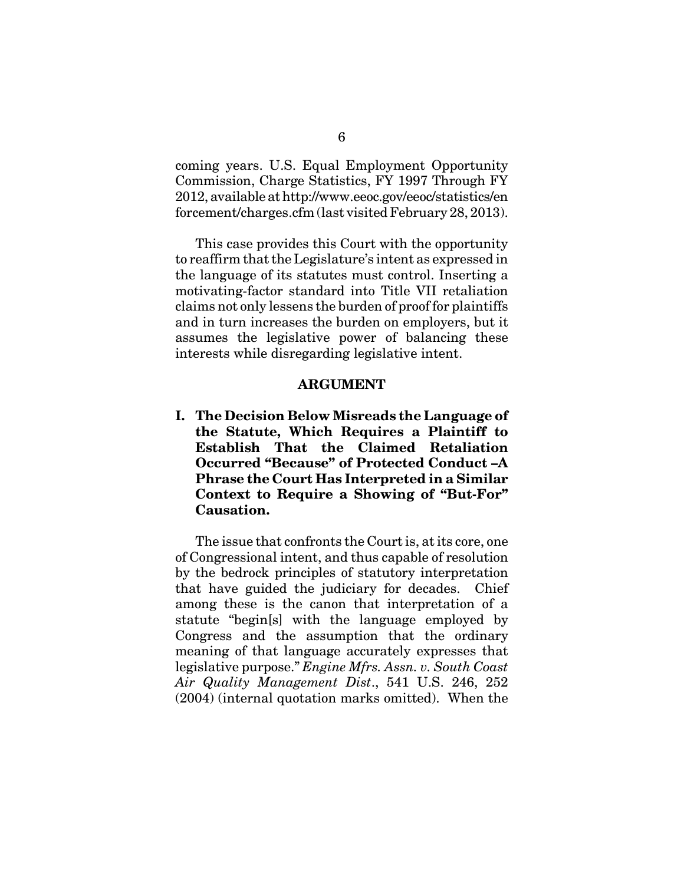coming years. U.S. Equal Employment Opportunity Commission, Charge Statistics, FY 1997 Through FY 2012, available at http://www.eeoc.gov/eeoc/statistics/enforcement/charges.cfm (last visited February 28, 2013).

This case provides this Court with the opportunity to reaffirm that the Legislature's intent as expressed in the language of its statutes must control. Inserting a motivating-factor standard into Title VII retaliation claims not only lessens the burden of proof for plaintiffs and in turn increases the burden on employers, but it assumes the legislative power of balancing these interests while disregarding legislative intent.

## ARGUMENT

### I. The Decision Below Misreads the Language of the Statute, Which Requires a Plaintiff to Establish That the Claimed Retaliation Occurred "Because" of Protected Conduct –A Phrase the Court Has Interpreted in a Similar Context to Require a Showing of "But-For" Causation.

The issue that confronts the Court is, at its core, one of Congressional intent, and thus capable of resolution by the bedrock principles of statutory interpretation that have guided the judiciary for decades. Chief among these is the canon that interpretation of a statute "begin[s] with the language employed by Congress and the assumption that the ordinary meaning of that language accurately expresses that legislative purpose." *Engine Mfrs. Assn. v. South Coast Air Quality Management Dist*., 541 U.S. 246, 252 (2004) (internal quotation marks omitted). When the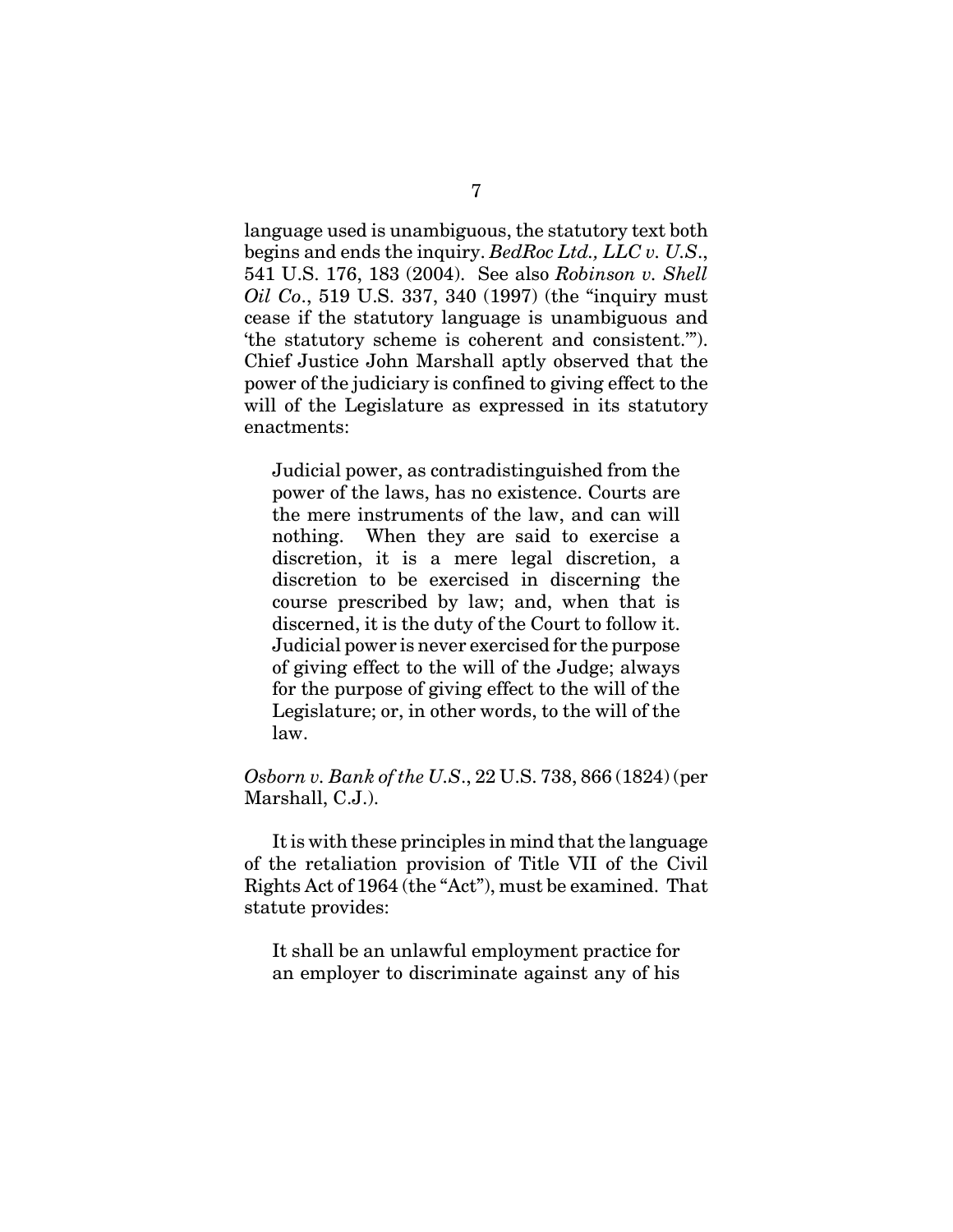language used is unambiguous, the statutory text both begins and ends the inquiry. *BedRoc Ltd., LLC v. U.S*., 541 U.S. 176, 183 (2004). See also *Robinson v. Shell Oil Co*., 519 U.S. 337, 340 (1997) (the "inquiry must cease if the statutory language is unambiguous and 'the statutory scheme is coherent and consistent.'"). Chief Justice John Marshall aptly observed that the power of the judiciary is confined to giving effect to the will of the Legislature as expressed in its statutory enactments:

> Judicial power, as contradistinguished from the power of the laws, has no existence. Courts are the mere instruments of the law, and can will nothing. When they are said to exercise a discretion, it is a mere legal discretion, a discretion to be exercised in discerning the course prescribed by law; and, when that is discerned, it is the duty of the Court to follow it. Judicial power is never exercised for the purpose of giving effect to the will of the Judge; always for the purpose of giving effect to the will of the Legislature; or, in other words, to the will of the law.

*Osborn v. Bank of the U.S*., 22 U.S. 738, 866 (1824) (per Marshall, C.J.).

It is with these principles in mind that the language of the retaliation provision of Title VII of the Civil Rights Act of 1964 (the "Act"), must be examined. That statute provides:

> It shall be an unlawful employment practice for an employer to discriminate against any of his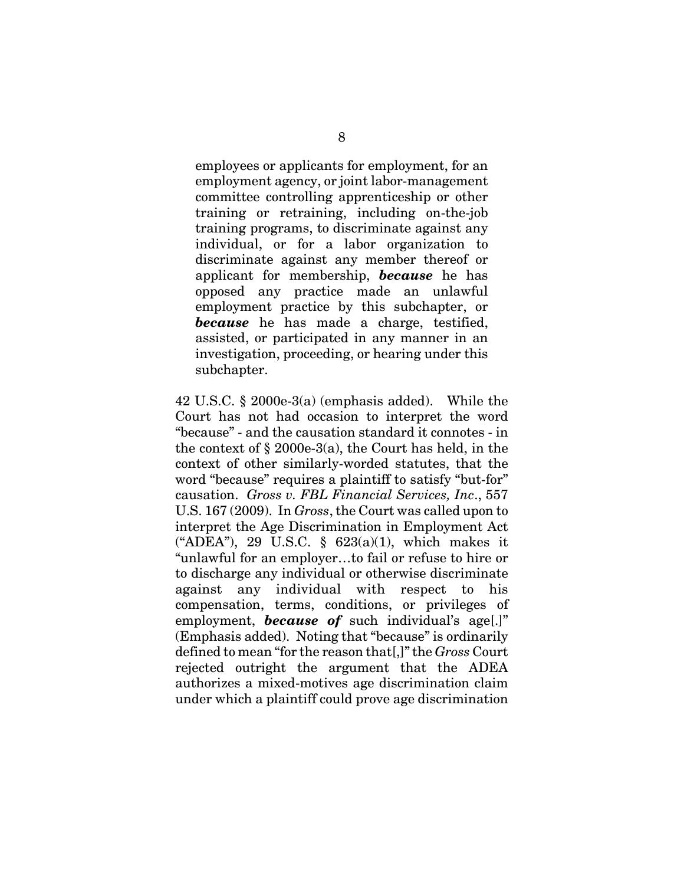> employees or applicants for employment, for an employment agency, or joint labor-management committee controlling apprenticeship or other training or retraining, including on-the-job training programs, to discriminate against any individual, or for a labor organization to discriminate against any member thereof or applicant for membership, ***because*** he has opposed any practice made an unlawful employment practice by this subchapter, or ***because*** he has made a charge, testified, assisted, or participated in any manner in an investigation, proceeding, or hearing under this subchapter.

42 U.S.C. § 2000e-3(a) (emphasis added). While the Court has not had occasion to interpret the word "because" - and the causation standard it connotes - in the context of § 2000e-3(a), the Court has held, in the context of other similarly-worded statutes, that the word "because" requires a plaintiff to satisfy "but-for" causation. *Gross v. FBL Financial Services, Inc*., 557 U.S. 167 (2009). In *Gross*, the Court was called upon to interpret the Age Discrimination in Employment Act ("ADEA"), 29 U.S.C. § 623(a)(1), which makes it "unlawful for an employer…to fail or refuse to hire or to discharge any individual or otherwise discriminate against any individual with respect to his compensation, terms, conditions, or privileges of employment, ***because of*** such individual's age[.]" (Emphasis added). Noting that "because" is ordinarily defined to mean "for the reason that[,]" the *Gross* Court rejected outright the argument that the ADEA authorizes a mixed-motives age discrimination claim under which a plaintiff could prove age discrimination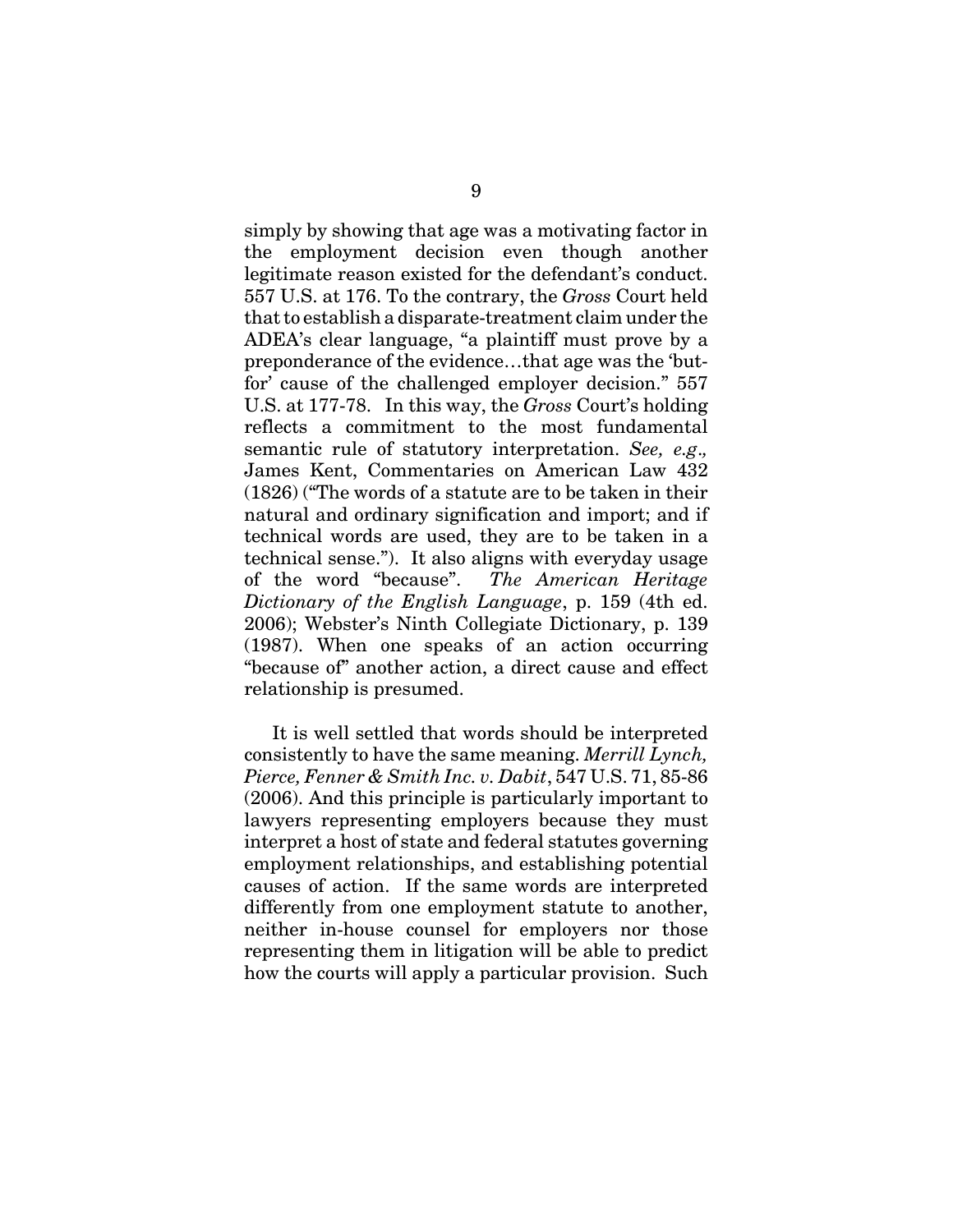simply by showing that age was a motivating factor in the employment decision even though another legitimate reason existed for the defendant's conduct. 557 U.S. at 176. To the contrary, the *Gross* Court held that to establish a disparate-treatment claim under the ADEA's clear language, "a plaintiff must prove by a preponderance of the evidence…that age was the 'but-for' cause of the challenged employer decision." 557 U.S. at 177-78. In this way, the *Gross* Court's holding reflects a commitment to the most fundamental semantic rule of statutory interpretation. *See, e.g.,* James Kent, Commentaries on American Law 432 (1826) ("The words of a statute are to be taken in their natural and ordinary signification and import; and if technical words are used, they are to be taken in a technical sense."). It also aligns with everyday usage of the word "because". *The American Heritage Dictionary of the English Language*, p. 159 (4th ed. 2006); Webster's Ninth Collegiate Dictionary, p. 139 (1987). When one speaks of an action occurring "because of" another action, a direct cause and effect relationship is presumed.

It is well settled that words should be interpreted consistently to have the same meaning. *Merrill Lynch, Pierce, Fenner & Smith Inc. v. Dabit*, 547 U.S. 71, 85-86 (2006). And this principle is particularly important to lawyers representing employers because they must interpret a host of state and federal statutes governing employment relationships, and establishing potential causes of action. If the same words are interpreted differently from one employment statute to another, neither in-house counsel for employers nor those representing them in litigation will be able to predict how the courts will apply a particular provision. Such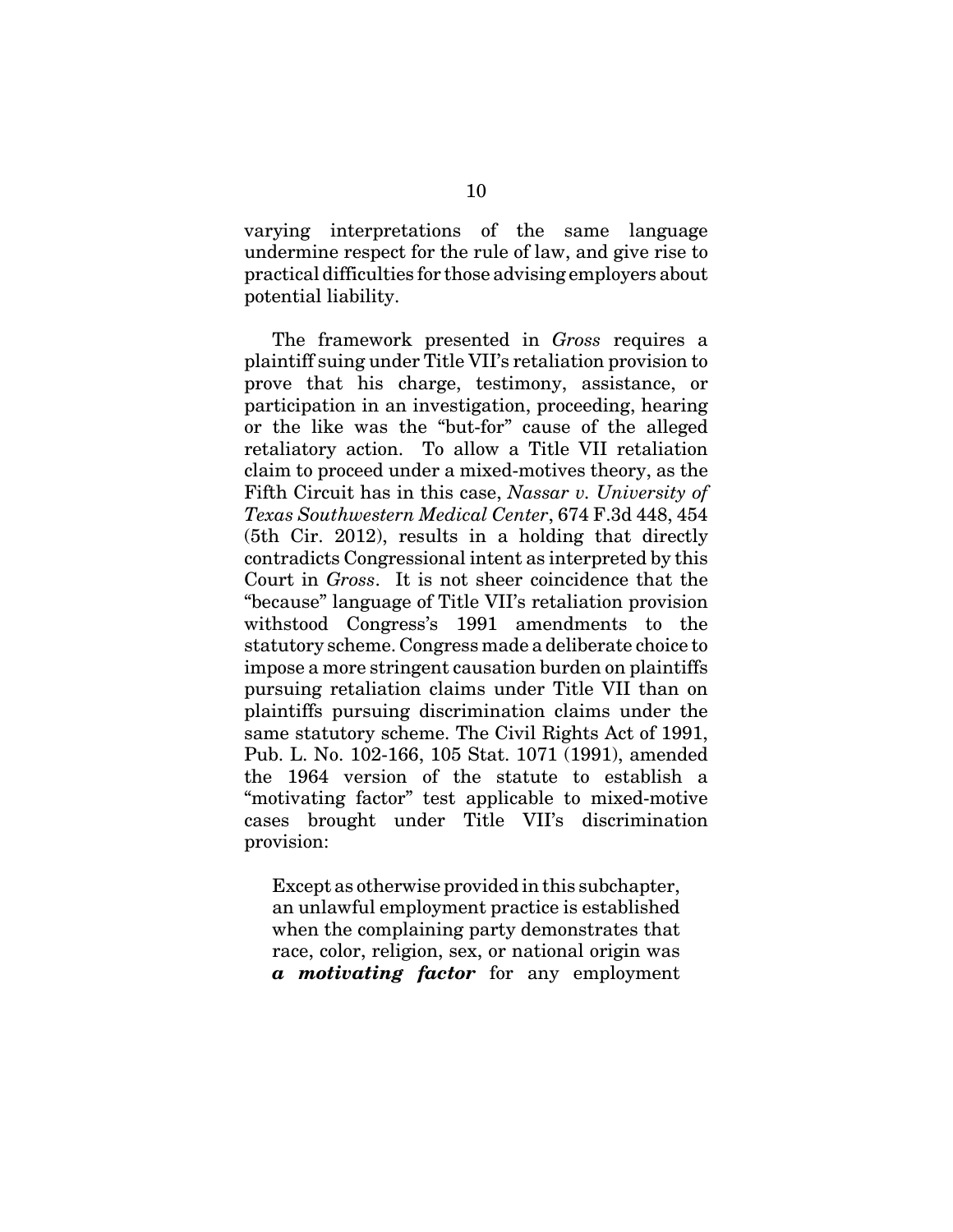varying interpretations of the same language undermine respect for the rule of law, and give rise to practical difficulties for those advising employers about potential liability.

The framework presented in *Gross* requires a plaintiff suing under Title VII's retaliation provision to prove that his charge, testimony, assistance, or participation in an investigation, proceeding, hearing or the like was the "but-for" cause of the alleged retaliatory action. To allow a Title VII retaliation claim to proceed under a mixed-motives theory, as the Fifth Circuit has in this case, *Nassar v. University of Texas Southwestern Medical Center*, 674 F.3d 448, 454 (5th Cir. 2012), results in a holding that directly contradicts Congressional intent as interpreted by this Court in *Gross*. It is not sheer coincidence that the "because" language of Title VII's retaliation provision withstood Congress's 1991 amendments to the statutory scheme. Congress made a deliberate choice to impose a more stringent causation burden on plaintiffs pursuing retaliation claims under Title VII than on plaintiffs pursuing discrimination claims under the same statutory scheme. The Civil Rights Act of 1991, Pub. L. No. 102-166, 105 Stat. 1071 (1991), amended the 1964 version of the statute to establish a "motivating factor" test applicable to mixed-motive cases brought under Title VII's discrimination provision:

> Except as otherwise provided in this subchapter, an unlawful employment practice is established when the complaining party demonstrates that race, color, religion, sex, or national origin was ***a motivating factor*** for any employment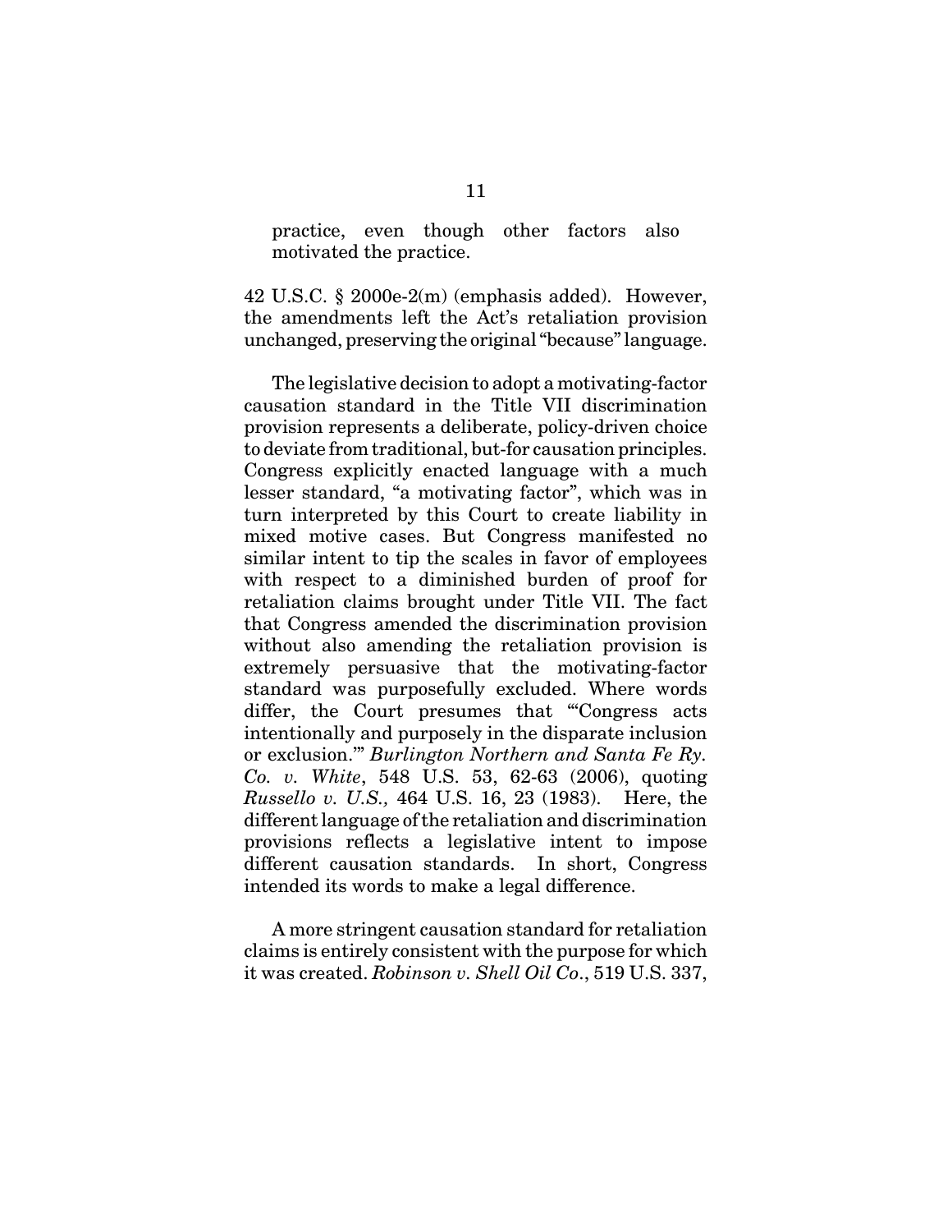> practice, even though other factors also motivated the practice.

42 U.S.C. § 2000e-2(m) (emphasis added). However, the amendments left the Act's retaliation provision unchanged, preserving the original "because" language.

The legislative decision to adopt a motivating-factor causation standard in the Title VII discrimination provision represents a deliberate, policy-driven choice to deviate from traditional, but-for causation principles. Congress explicitly enacted language with a much lesser standard, "a motivating factor", which was in turn interpreted by this Court to create liability in mixed motive cases. But Congress manifested no similar intent to tip the scales in favor of employees with respect to a diminished burden of proof for retaliation claims brought under Title VII. The fact that Congress amended the discrimination provision without also amending the retaliation provision is extremely persuasive that the motivating-factor standard was purposefully excluded. Where words differ, the Court presumes that "'Congress acts intentionally and purposely in the disparate inclusion or exclusion.'" *Burlington Northern and Santa Fe Ry. Co. v. White*, 548 U.S. 53, 62-63 (2006), quoting *Russello v. U.S.,* 464 U.S. 16, 23 (1983). Here, the different language of the retaliation and discrimination provisions reflects a legislative intent to impose different causation standards. In short, Congress intended its words to make a legal difference.

A more stringent causation standard for retaliation claims is entirely consistent with the purpose for which it was created. *Robinson v. Shell Oil Co*., 519 U.S. 337,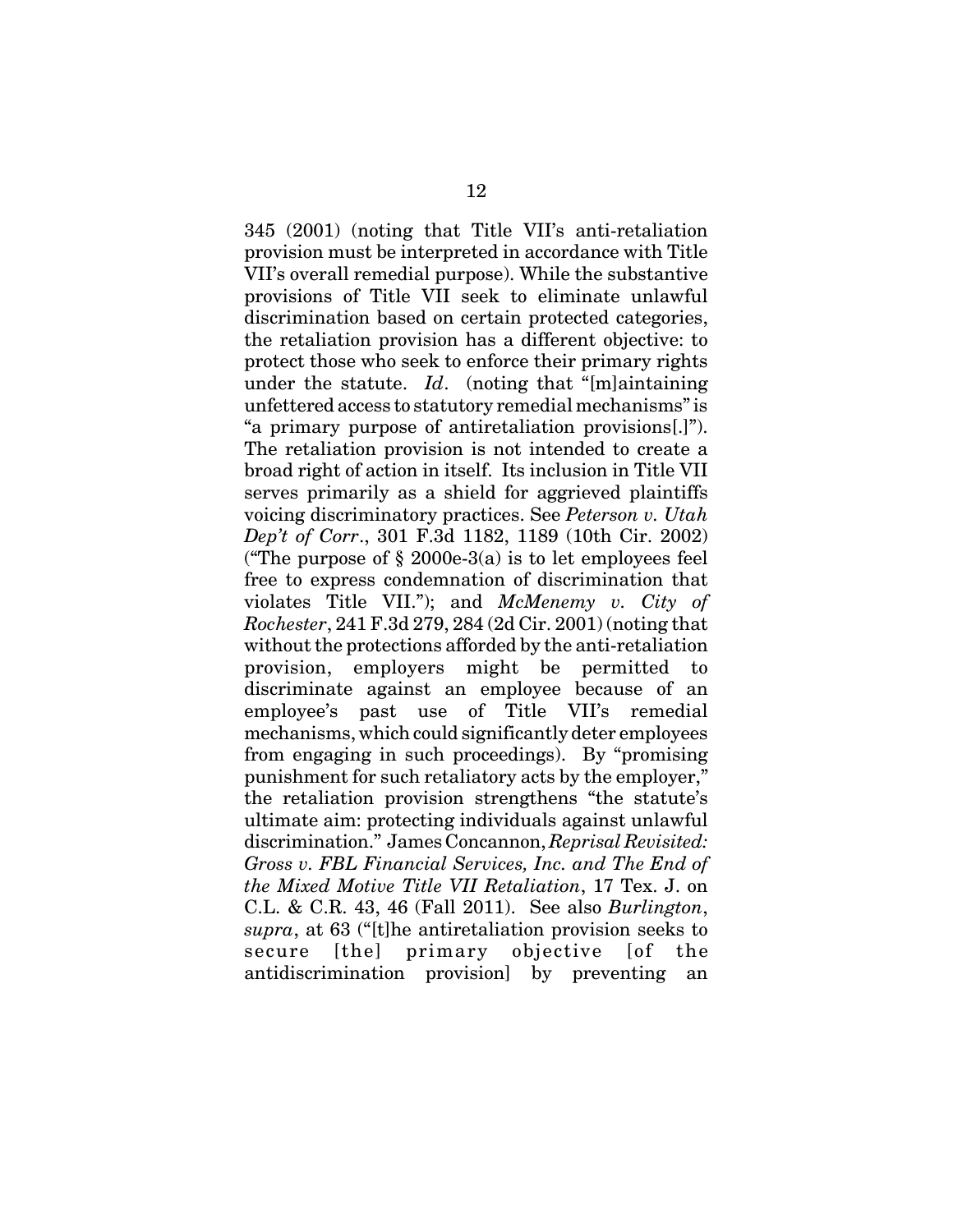345 (2001) (noting that Title VII's anti-retaliation provision must be interpreted in accordance with Title VII's overall remedial purpose). While the substantive provisions of Title VII seek to eliminate unlawful discrimination based on certain protected categories, the retaliation provision has a different objective: to protect those who seek to enforce their primary rights under the statute. *Id*. (noting that "[m]aintaining unfettered access to statutory remedial mechanisms" is "a primary purpose of antiretaliation provisions[.]"). The retaliation provision is not intended to create a broad right of action in itself. Its inclusion in Title VII serves primarily as a shield for aggrieved plaintiffs voicing discriminatory practices. See *Peterson v. Utah Dep't of Corr*., 301 F.3d 1182, 1189 (10th Cir. 2002) ("The purpose of § 2000e-3(a) is to let employees feel free to express condemnation of discrimination that violates Title VII."); and *McMenemy v. City of Rochester*, 241 F.3d 279, 284 (2d Cir. 2001) (noting that without the protections afforded by the anti-retaliation provision, employers might be permitted to discriminate against an employee because of an employee's past use of Title VII's remedial mechanisms, which could significantly deter employees from engaging in such proceedings). By "promising punishment for such retaliatory acts by the employer," the retaliation provision strengthens "the statute's ultimate aim: protecting individuals against unlawful discrimination." James Concannon, *Reprisal Revisited: Gross v. FBL Financial Services, Inc. and The End of the Mixed Motive Title VII Retaliation*, 17 Tex. J. on C.L. & C.R. 43, 46 (Fall 2011). See also *Burlington*, *supra*, at 63 ("[t]he antiretaliation provision seeks to secure [the] primary objective [of the antidiscrimination provision] by preventing an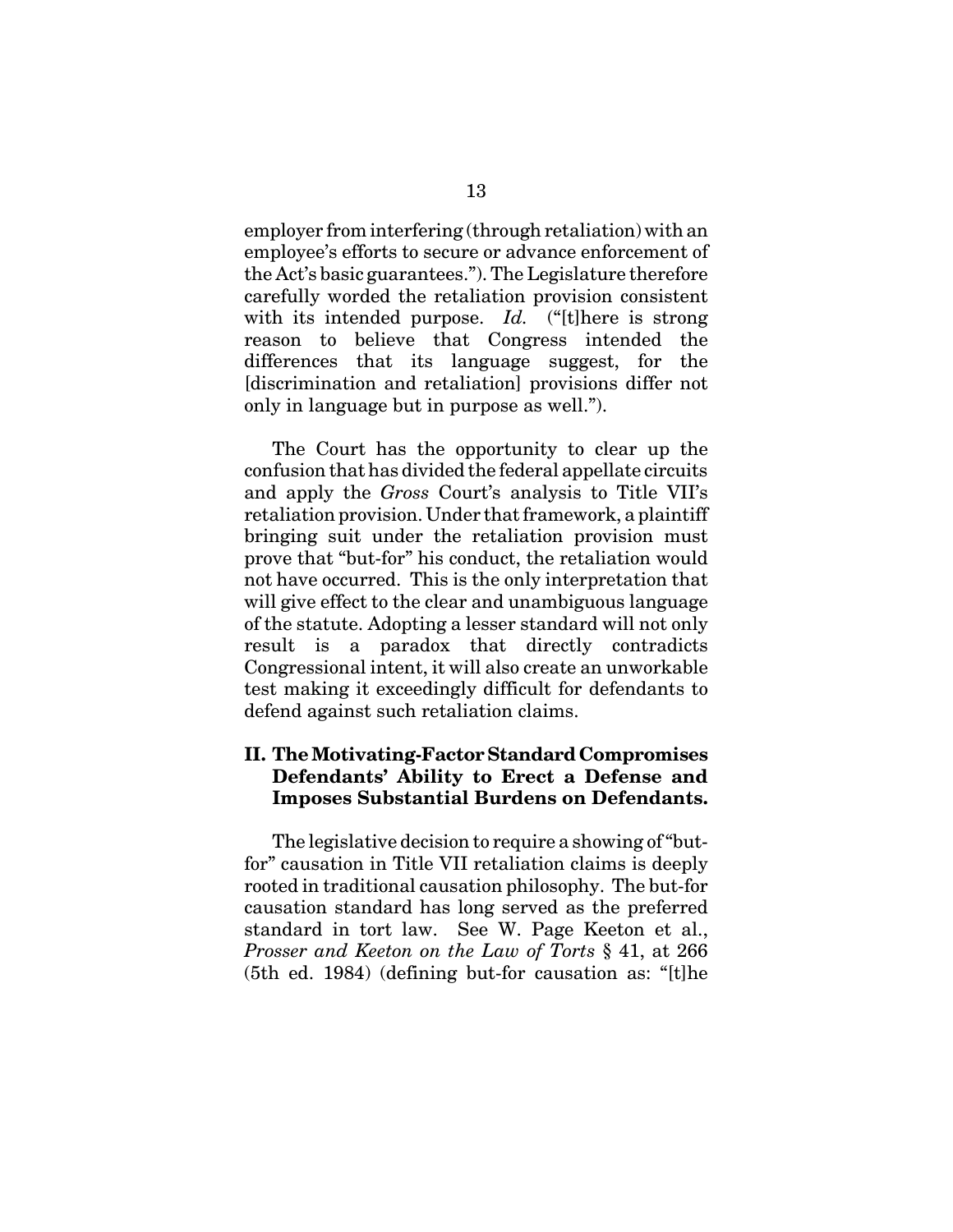employer from interfering (through retaliation) with an employee's efforts to secure or advance enforcement of the Act's basic guarantees."). The Legislature therefore carefully worded the retaliation provision consistent with its intended purpose. *Id.* ("[t]here is strong reason to believe that Congress intended the differences that its language suggest, for the [discrimination and retaliation] provisions differ not only in language but in purpose as well.").

The Court has the opportunity to clear up the confusion that has divided the federal appellate circuits and apply the *Gross* Court's analysis to Title VII's retaliation provision. Under that framework, a plaintiff bringing suit under the retaliation provision must prove that "but-for" his conduct, the retaliation would not have occurred. This is the only interpretation that will give effect to the clear and unambiguous language of the statute. Adopting a lesser standard will not only result is a paradox that directly contradicts Congressional intent, it will also create an unworkable test making it exceedingly difficult for defendants to defend against such retaliation claims.

## II. The Motivating-Factor Standard Compromises Defendants' Ability to Erect a Defense and Imposes Substantial Burdens on Defendants.

The legislative decision to require a showing of "but-for" causation in Title VII retaliation claims is deeply rooted in traditional causation philosophy. The but-for causation standard has long served as the preferred standard in tort law. See W. Page Keeton et al., *Prosser and Keeton on the Law of Torts* § 41, at 266 (5th ed. 1984) (defining but-for causation as: "[t]he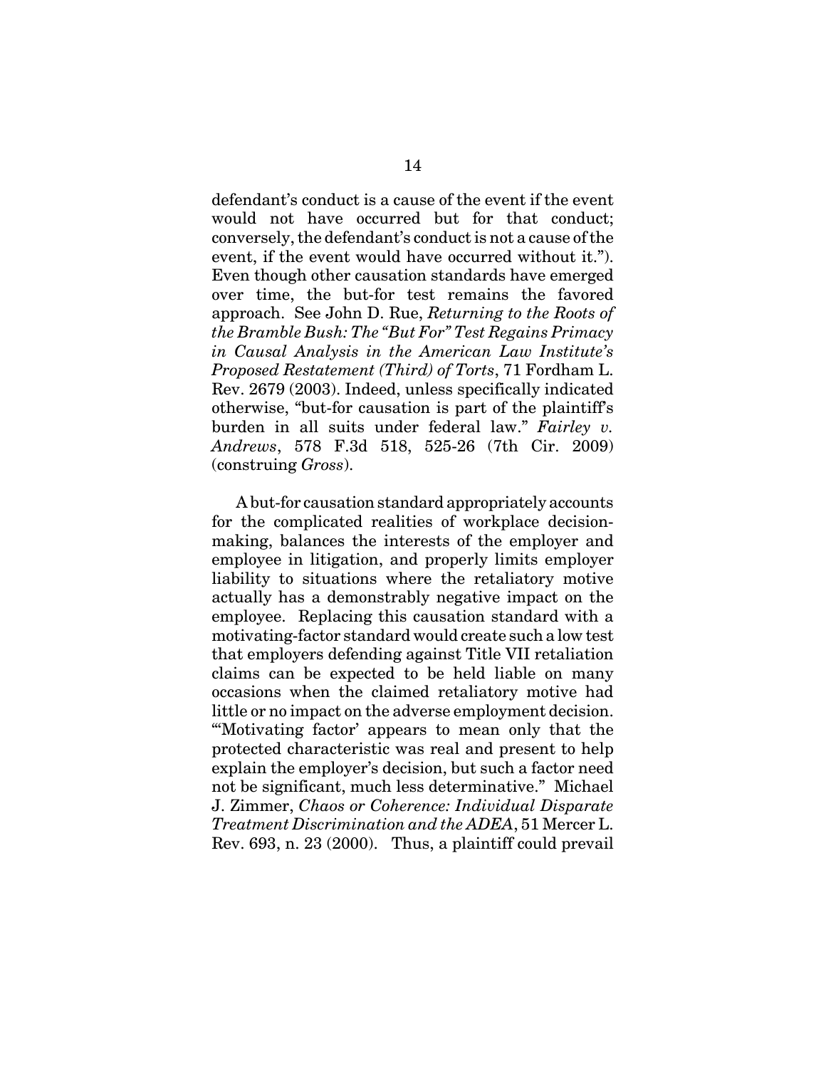defendant's conduct is a cause of the event if the event would not have occurred but for that conduct; conversely, the defendant's conduct is not a cause of the event, if the event would have occurred without it."). Even though other causation standards have emerged over time, the but-for test remains the favored approach. See John D. Rue, *Returning to the Roots of the Bramble Bush: The "But For" Test Regains Primacy in Causal Analysis in the American Law Institute's Proposed Restatement (Third) of Torts*, 71 Fordham L. Rev. 2679 (2003). Indeed, unless specifically indicated otherwise, "but-for causation is part of the plaintiff's burden in all suits under federal law." *Fairley v. Andrews*, 578 F.3d 518, 525-26 (7th Cir. 2009) (construing *Gross*).

A but-for causation standard appropriately accounts for the complicated realities of workplace decision-making, balances the interests of the employer and employee in litigation, and properly limits employer liability to situations where the retaliatory motive actually has a demonstrably negative impact on the employee. Replacing this causation standard with a motivating-factor standard would create such a low test that employers defending against Title VII retaliation claims can be expected to be held liable on many occasions when the claimed retaliatory motive had little or no impact on the adverse employment decision. "'Motivating factor' appears to mean only that the protected characteristic was real and present to help explain the employer's decision, but such a factor need not be significant, much less determinative." Michael J. Zimmer, *Chaos or Coherence: Individual Disparate Treatment Discrimination and the ADEA*, 51 Mercer L. Rev. 693, n. 23 (2000). Thus, a plaintiff could prevail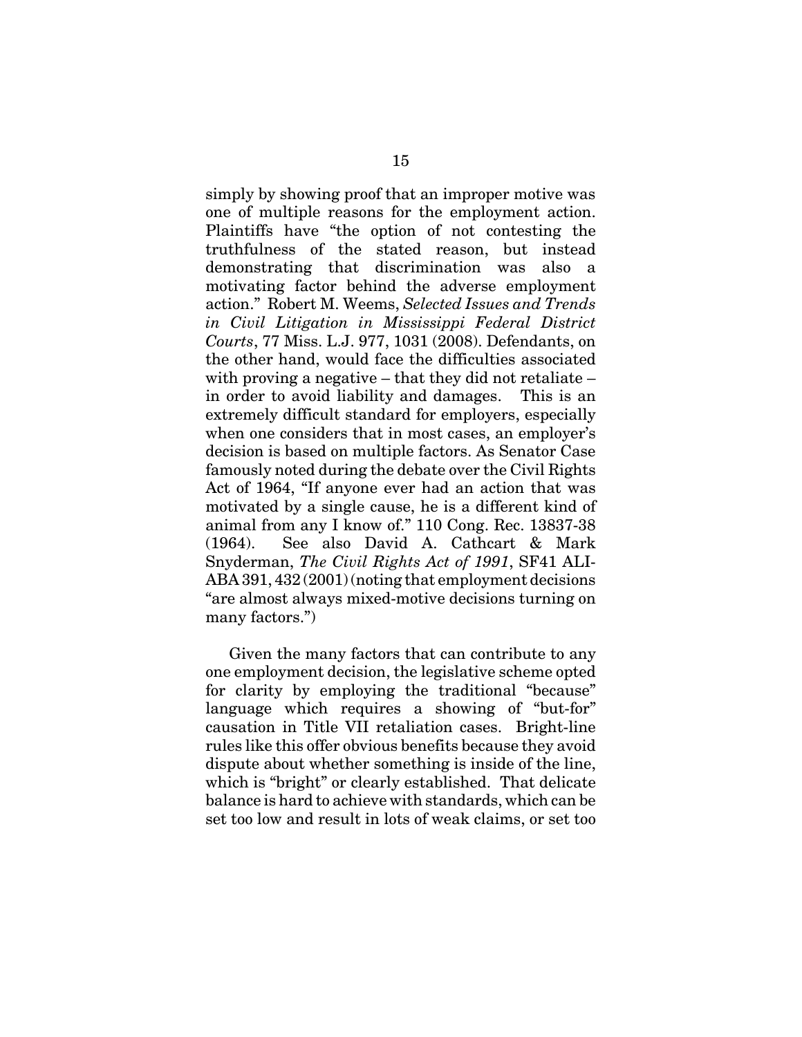simply by showing proof that an improper motive was one of multiple reasons for the employment action. Plaintiffs have "the option of not contesting the truthfulness of the stated reason, but instead demonstrating that discrimination was also a motivating factor behind the adverse employment action." Robert M. Weems, *Selected Issues and Trends in Civil Litigation in Mississippi Federal District Courts*, 77 Miss. L.J. 977, 1031 (2008). Defendants, on the other hand, would face the difficulties associated with proving a negative – that they did not retaliate – in order to avoid liability and damages. This is an extremely difficult standard for employers, especially when one considers that in most cases, an employer's decision is based on multiple factors. As Senator Case famously noted during the debate over the Civil Rights Act of 1964, "If anyone ever had an action that was motivated by a single cause, he is a different kind of animal from any I know of." 110 Cong. Rec. 13837-38 (1964). See also David A. Cathcart & Mark Snyderman, *The Civil Rights Act of 1991*, SF41 ALI-ABA 391, 432 (2001) (noting that employment decisions "are almost always mixed-motive decisions turning on many factors.")

Given the many factors that can contribute to any one employment decision, the legislative scheme opted for clarity by employing the traditional "because" language which requires a showing of "but-for" causation in Title VII retaliation cases. Bright-line rules like this offer obvious benefits because they avoid dispute about whether something is inside of the line, which is "bright" or clearly established. That delicate balance is hard to achieve with standards, which can be set too low and result in lots of weak claims, or set too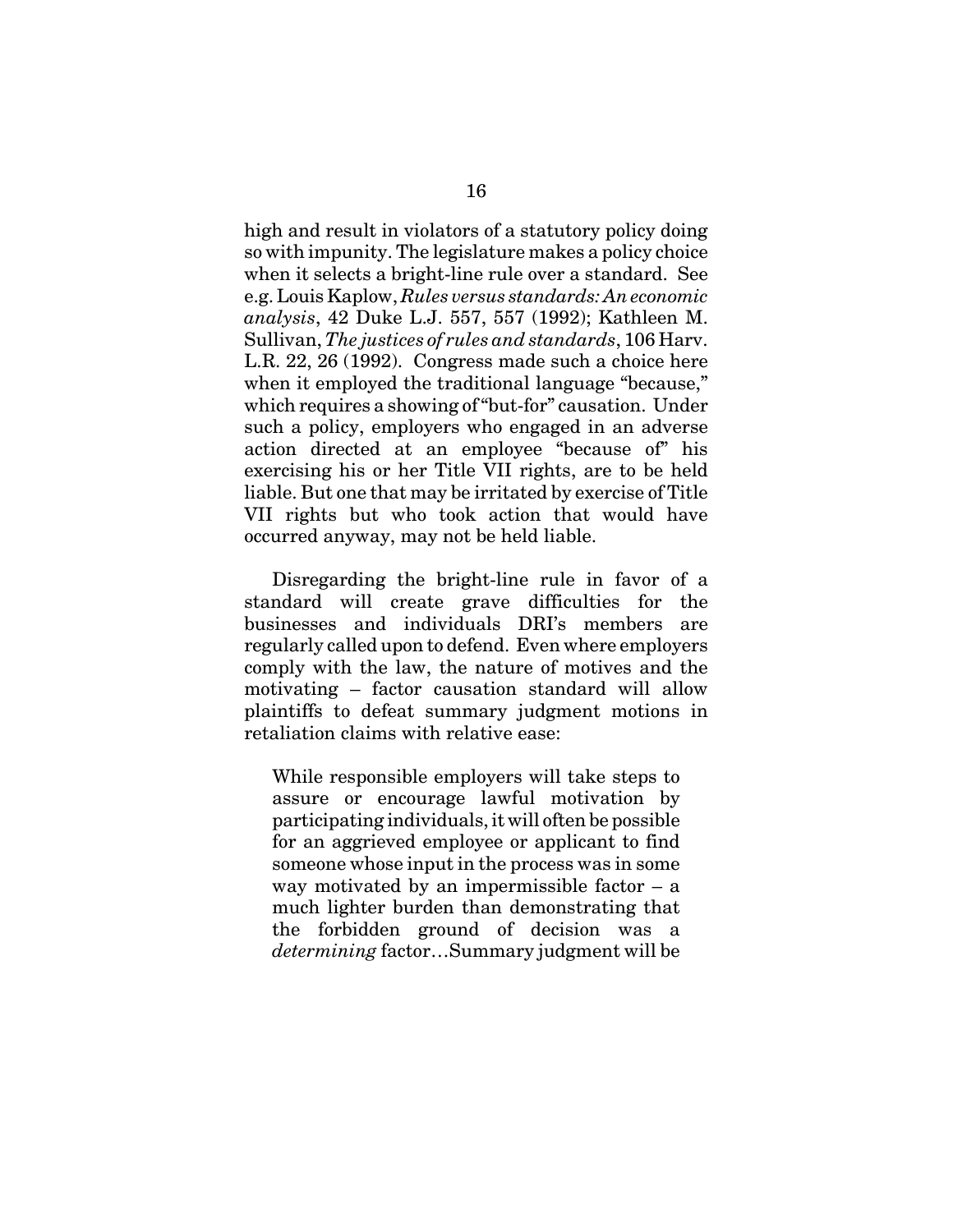high and result in violators of a statutory policy doing so with impunity. The legislature makes a policy choice when it selects a bright-line rule over a standard. See e.g. Louis Kaplow, *Rules versus standards: An economic analysis*, 42 Duke L.J. 557, 557 (1992); Kathleen M. Sullivan, *The justices of rules and standards*, 106 Harv. L.R. 22, 26 (1992). Congress made such a choice here when it employed the traditional language "because," which requires a showing of "but-for" causation. Under such a policy, employers who engaged in an adverse action directed at an employee "because of" his exercising his or her Title VII rights, are to be held liable. But one that may be irritated by exercise of Title VII rights but who took action that would have occurred anyway, may not be held liable.

Disregarding the bright-line rule in favor of a standard will create grave difficulties for the businesses and individuals DRI's members are regularly called upon to defend. Even where employers comply with the law, the nature of motives and the motivating – factor causation standard will allow plaintiffs to defeat summary judgment motions in retaliation claims with relative ease:

> While responsible employers will take steps to assure or encourage lawful motivation by participating individuals, it will often be possible for an aggrieved employee or applicant to find someone whose input in the process was in some way motivated by an impermissible factor – a much lighter burden than demonstrating that the forbidden ground of decision was a *determining* factor…Summary judgment will be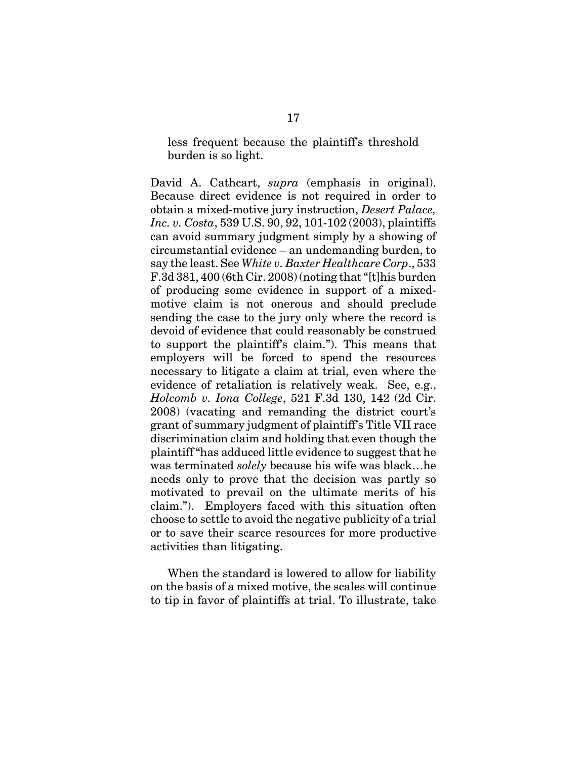less frequent because the plaintiff's threshold burden is so light.

David A. Cathcart, *supra* (emphasis in original). Because direct evidence is not required in order to obtain a mixed-motive jury instruction, *Desert Palace, Inc. v. Costa*, 539 U.S. 90, 92, 101-102 (2003), plaintiffs can avoid summary judgment simply by a showing of circumstantial evidence – an undemanding burden, to say the least. See *White v. Baxter Healthcare Corp*., 533 F.3d 381, 400 (6th Cir. 2008) (noting that "[t]his burden of producing some evidence in support of a mixed-motive claim is not onerous and should preclude sending the case to the jury only where the record is devoid of evidence that could reasonably be construed to support the plaintiff's claim."). This means that employers will be forced to spend the resources necessary to litigate a claim at trial, even where the evidence of retaliation is relatively weak. See, e.g., *Holcomb v. Iona College*, 521 F.3d 130, 142 (2d Cir. 2008) (vacating and remanding the district court's grant of summary judgment of plaintiff's Title VII race discrimination claim and holding that even though the plaintiff "has adduced little evidence to suggest that he was terminated *solely* because his wife was black…he needs only to prove that the decision was partly so motivated to prevail on the ultimate merits of his claim."). Employers faced with this situation often choose to settle to avoid the negative publicity of a trial or to save their scarce resources for more productive activities than litigating.

When the standard is lowered to allow for liability on the basis of a mixed motive, the scales will continue to tip in favor of plaintiffs at trial. To illustrate, take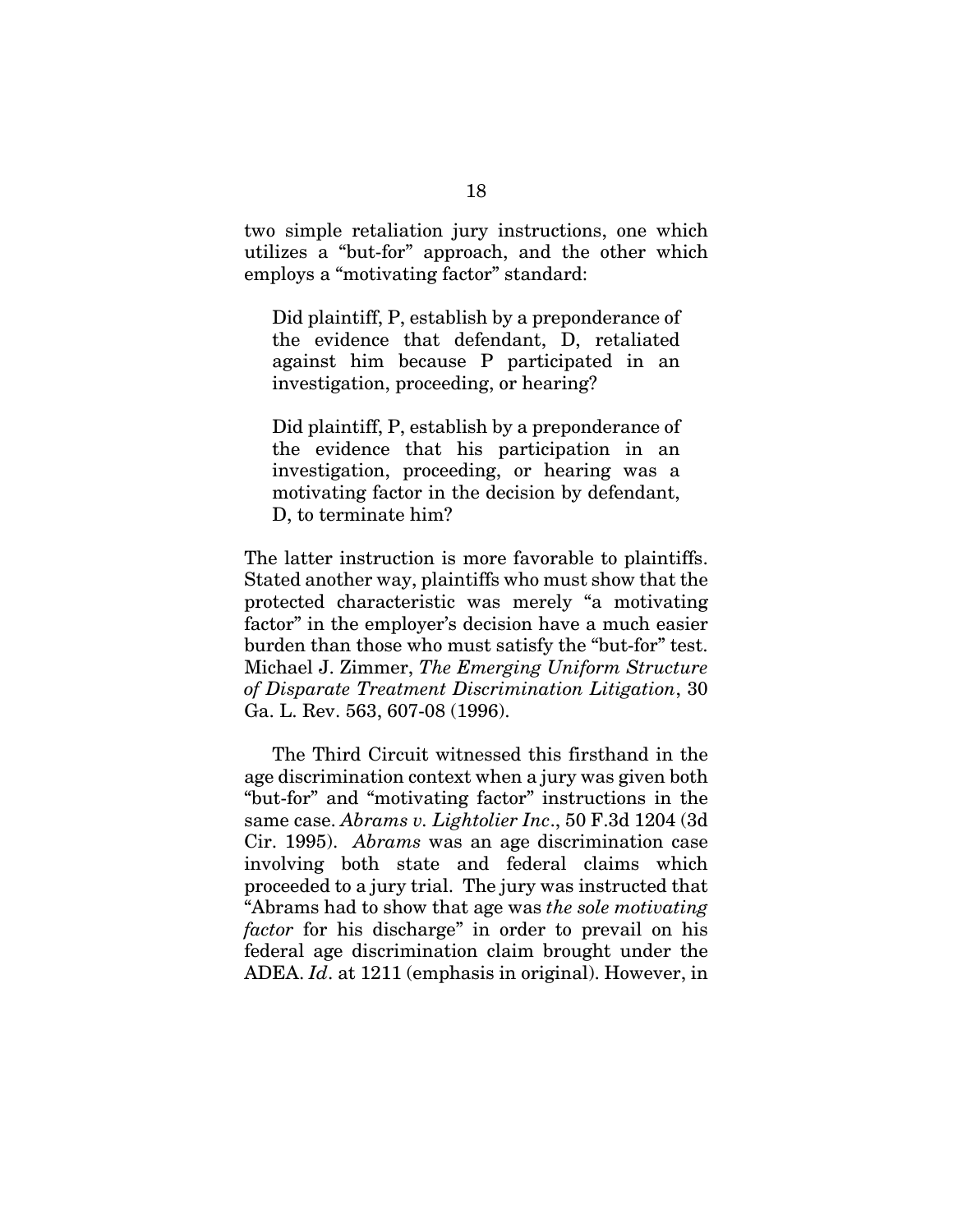two simple retaliation jury instructions, one which utilizes a "but-for" approach, and the other which employs a "motivating factor" standard:

> Did plaintiff, P, establish by a preponderance of the evidence that defendant, D, retaliated against him because P participated in an investigation, proceeding, or hearing?
>
> Did plaintiff, P, establish by a preponderance of the evidence that his participation in an investigation, proceeding, or hearing was a motivating factor in the decision by defendant, D, to terminate him?

The latter instruction is more favorable to plaintiffs. Stated another way, plaintiffs who must show that the protected characteristic was merely "a motivating factor" in the employer's decision have a much easier burden than those who must satisfy the "but-for" test. Michael J. Zimmer, *The Emerging Uniform Structure of Disparate Treatment Discrimination Litigation*, 30 Ga. L. Rev. 563, 607-08 (1996).

The Third Circuit witnessed this firsthand in the age discrimination context when a jury was given both "but-for" and "motivating factor" instructions in the same case. *Abrams v. Lightolier Inc*., 50 F.3d 1204 (3d Cir. 1995). *Abrams* was an age discrimination case involving both state and federal claims which proceeded to a jury trial. The jury was instructed that "Abrams had to show that age was *the sole motivating factor* for his discharge" in order to prevail on his federal age discrimination claim brought under the ADEA. *Id*. at 1211 (emphasis in original). However, in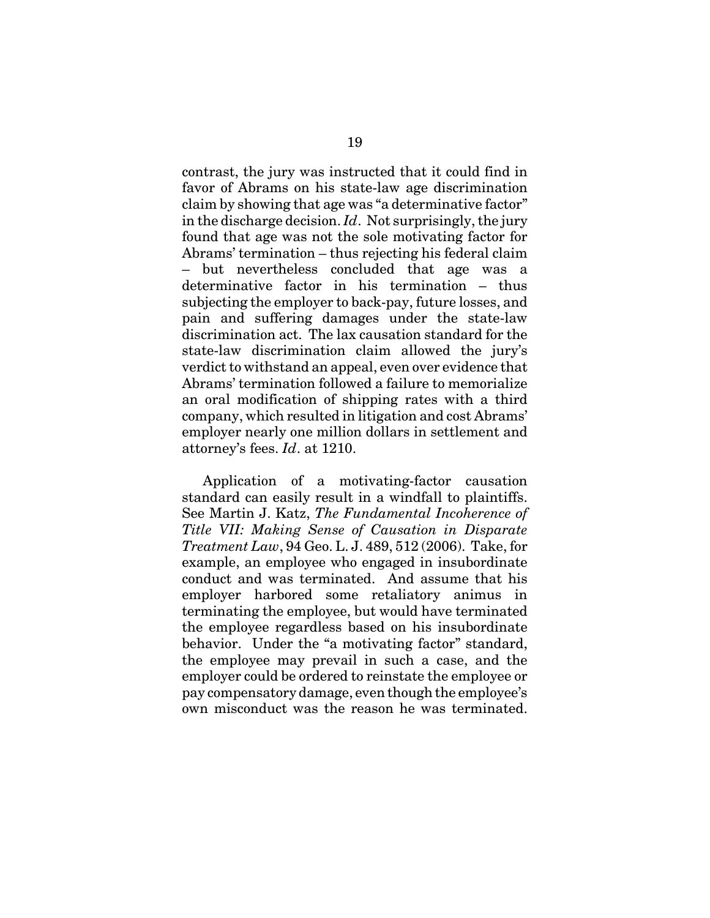contrast, the jury was instructed that it could find in favor of Abrams on his state-law age discrimination claim by showing that age was "a determinative factor" in the discharge decision. *Id*. Not surprisingly, the jury found that age was not the sole motivating factor for Abrams' termination – thus rejecting his federal claim – but nevertheless concluded that age was a determinative factor in his termination – thus subjecting the employer to back-pay, future losses, and pain and suffering damages under the state-law discrimination act. The lax causation standard for the state-law discrimination claim allowed the jury's verdict to withstand an appeal, even over evidence that Abrams' termination followed a failure to memorialize an oral modification of shipping rates with a third company, which resulted in litigation and cost Abrams' employer nearly one million dollars in settlement and attorney's fees. *Id*. at 1210.

Application of a motivating-factor causation standard can easily result in a windfall to plaintiffs. See Martin J. Katz, *The Fundamental Incoherence of Title VII: Making Sense of Causation in Disparate Treatment Law*, 94 Geo. L. J. 489, 512 (2006). Take, for example, an employee who engaged in insubordinate conduct and was terminated. And assume that his employer harbored some retaliatory animus in terminating the employee, but would have terminated the employee regardless based on his insubordinate behavior. Under the "a motivating factor" standard, the employee may prevail in such a case, and the employer could be ordered to reinstate the employee or pay compensatory damage, even though the employee's own misconduct was the reason he was terminated.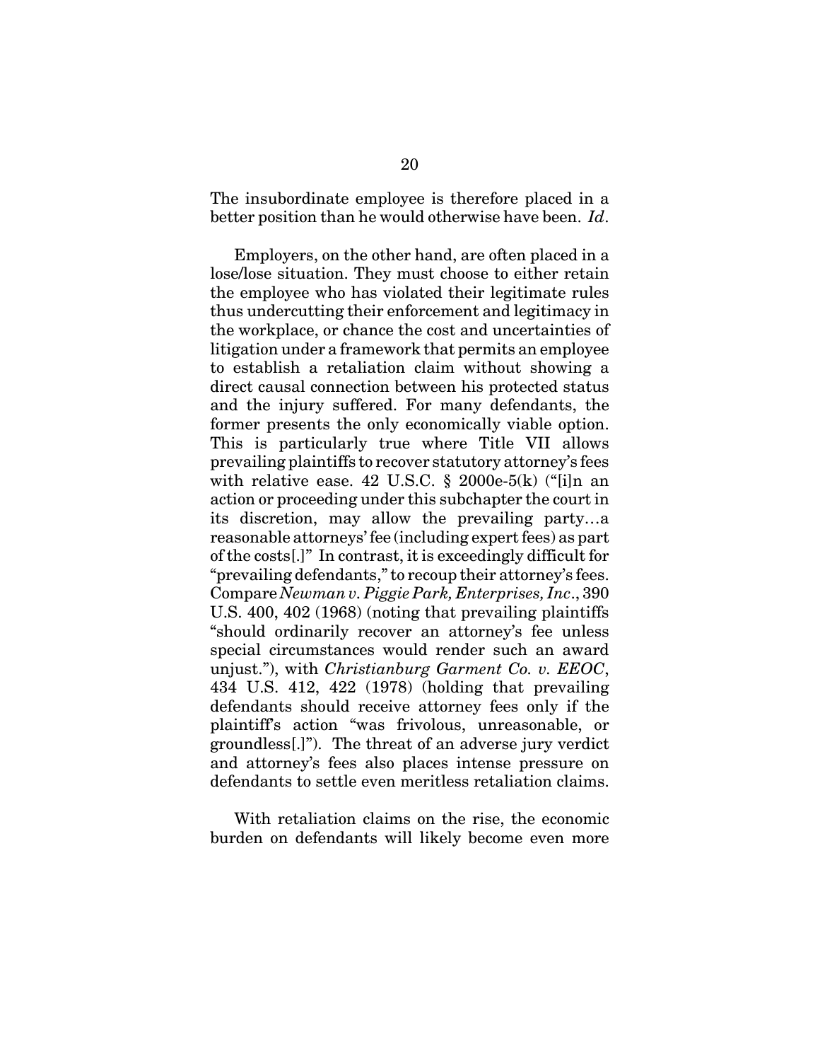The insubordinate employee is therefore placed in a better position than he would otherwise have been. *Id*.

Employers, on the other hand, are often placed in a lose/lose situation. They must choose to either retain the employee who has violated their legitimate rules thus undercutting their enforcement and legitimacy in the workplace, or chance the cost and uncertainties of litigation under a framework that permits an employee to establish a retaliation claim without showing a direct causal connection between his protected status and the injury suffered. For many defendants, the former presents the only economically viable option. This is particularly true where Title VII allows prevailing plaintiffs to recover statutory attorney's fees with relative ease. 42 U.S.C. § 2000e-5(k) ("[i]n an action or proceeding under this subchapter the court in its discretion, may allow the prevailing party…a reasonable attorneys' fee (including expert fees) as part of the costs[.]" In contrast, it is exceedingly difficult for "prevailing defendants," to recoup their attorney's fees. Compare *Newman v. Piggie Park, Enterprises, Inc*., 390 U.S. 400, 402 (1968) (noting that prevailing plaintiffs "should ordinarily recover an attorney's fee unless special circumstances would render such an award unjust."), with *Christianburg Garment Co. v. EEOC*, 434 U.S. 412, 422 (1978) (holding that prevailing defendants should receive attorney fees only if the plaintiff's action "was frivolous, unreasonable, or groundless[.]"). The threat of an adverse jury verdict and attorney's fees also places intense pressure on defendants to settle even meritless retaliation claims.

With retaliation claims on the rise, the economic burden on defendants will likely become even more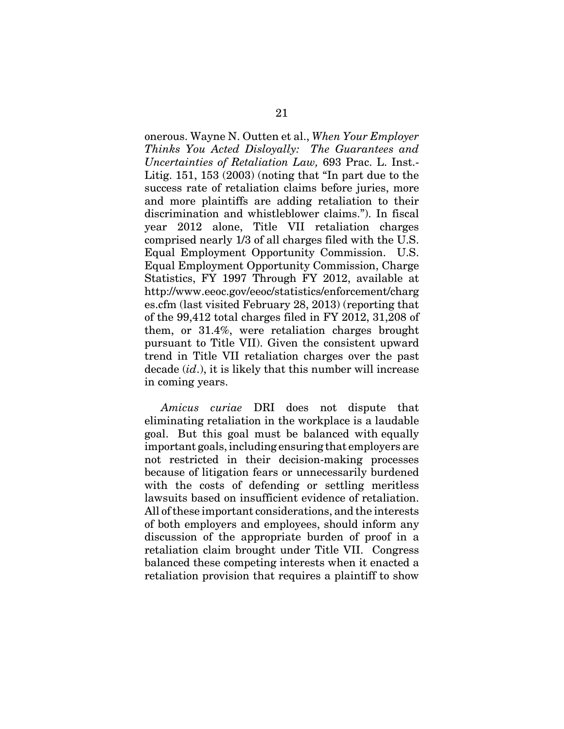onerous. Wayne N. Outten et al., *When Your Employer Thinks You Acted Disloyally: The Guarantees and Uncertainties of Retaliation Law,* 693 Prac. L. Inst.-Litig. 151, 153 (2003) (noting that "In part due to the success rate of retaliation claims before juries, more and more plaintiffs are adding retaliation to their discrimination and whistleblower claims."). In fiscal year 2012 alone, Title VII retaliation charges comprised nearly 1/3 of all charges filed with the U.S. Equal Employment Opportunity Commission. U.S. Equal Employment Opportunity Commission, Charge Statistics, FY 1997 Through FY 2012, available at http://www.eeoc.gov/eeoc/statistics/enforcement/charges.cfm (last visited February 28, 2013) (reporting that of the 99,412 total charges filed in FY 2012, 31,208 of them, or 31.4%, were retaliation charges brought pursuant to Title VII). Given the consistent upward trend in Title VII retaliation charges over the past decade (*id.*), it is likely that this number will increase in coming years.

*Amicus curiae* DRI does not dispute that eliminating retaliation in the workplace is a laudable goal. But this goal must be balanced with equally important goals, including ensuring that employers are not restricted in their decision-making processes because of litigation fears or unnecessarily burdened with the costs of defending or settling meritless lawsuits based on insufficient evidence of retaliation. All of these important considerations, and the interests of both employers and employees, should inform any discussion of the appropriate burden of proof in a retaliation claim brought under Title VII. Congress balanced these competing interests when it enacted a retaliation provision that requires a plaintiff to show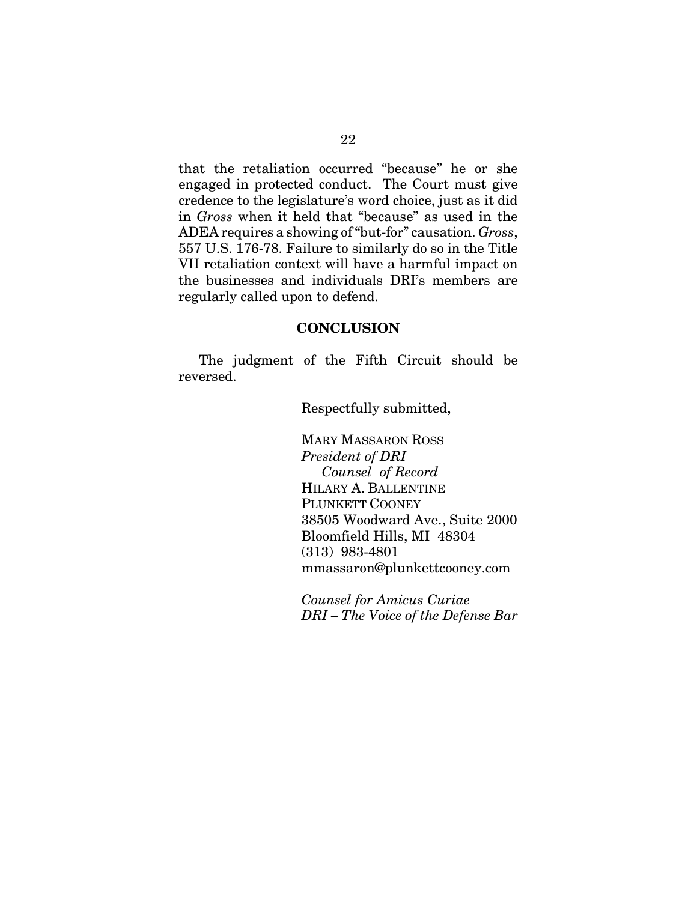that the retaliation occurred "because" he or she engaged in protected conduct. The Court must give credence to the legislature's word choice, just as it did in *Gross* when it held that "because" as used in the ADEA requires a showing of "but-for" causation. *Gross*, 557 U.S. 176-78. Failure to similarly do so in the Title VII retaliation context will have a harmful impact on the businesses and individuals DRI's members are regularly called upon to defend.

## CONCLUSION

The judgment of the Fifth Circuit should be reversed.

Respectfully submitted,

MARY MASSARON ROSS
*President of DRI*
*Counsel of Record*
HILARY A. BALLENTINE
PLUNKETT COONEY
38505 Woodward Ave., Suite 2000
Bloomfield Hills, MI 48304
(313) 983-4801
mmassaron@plunkettcooney.com

*Counsel for Amicus Curiae*
*DRI – The Voice of the Defense Bar*